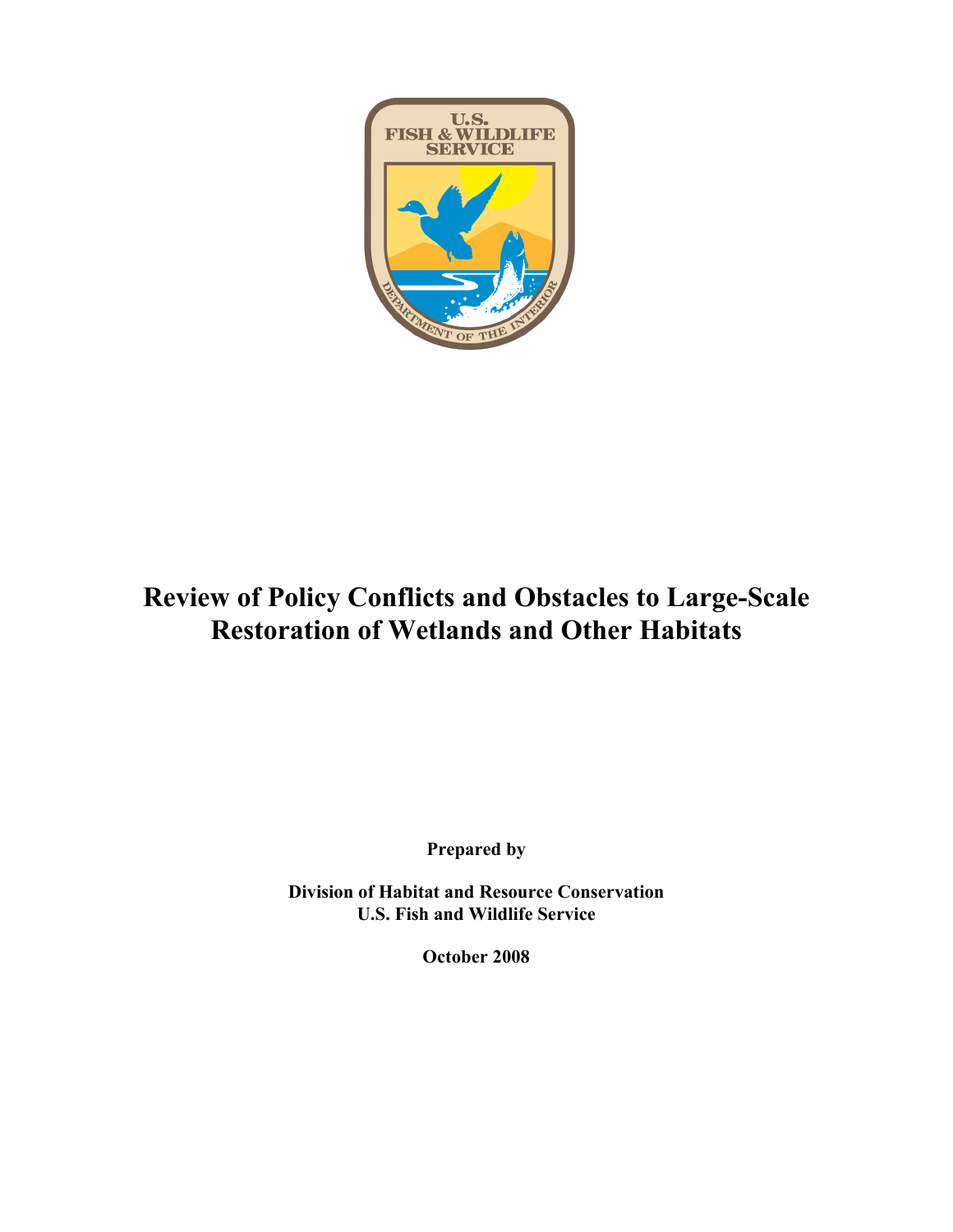# Review of Policy Conflicts and Obstacles to Large-Scale Restoration of Wetlands and Other Habitats

**Prepared by**

**Division of Habitat and Resource Conservation**
**U.S. Fish and Wildlife Service**

**October 2008**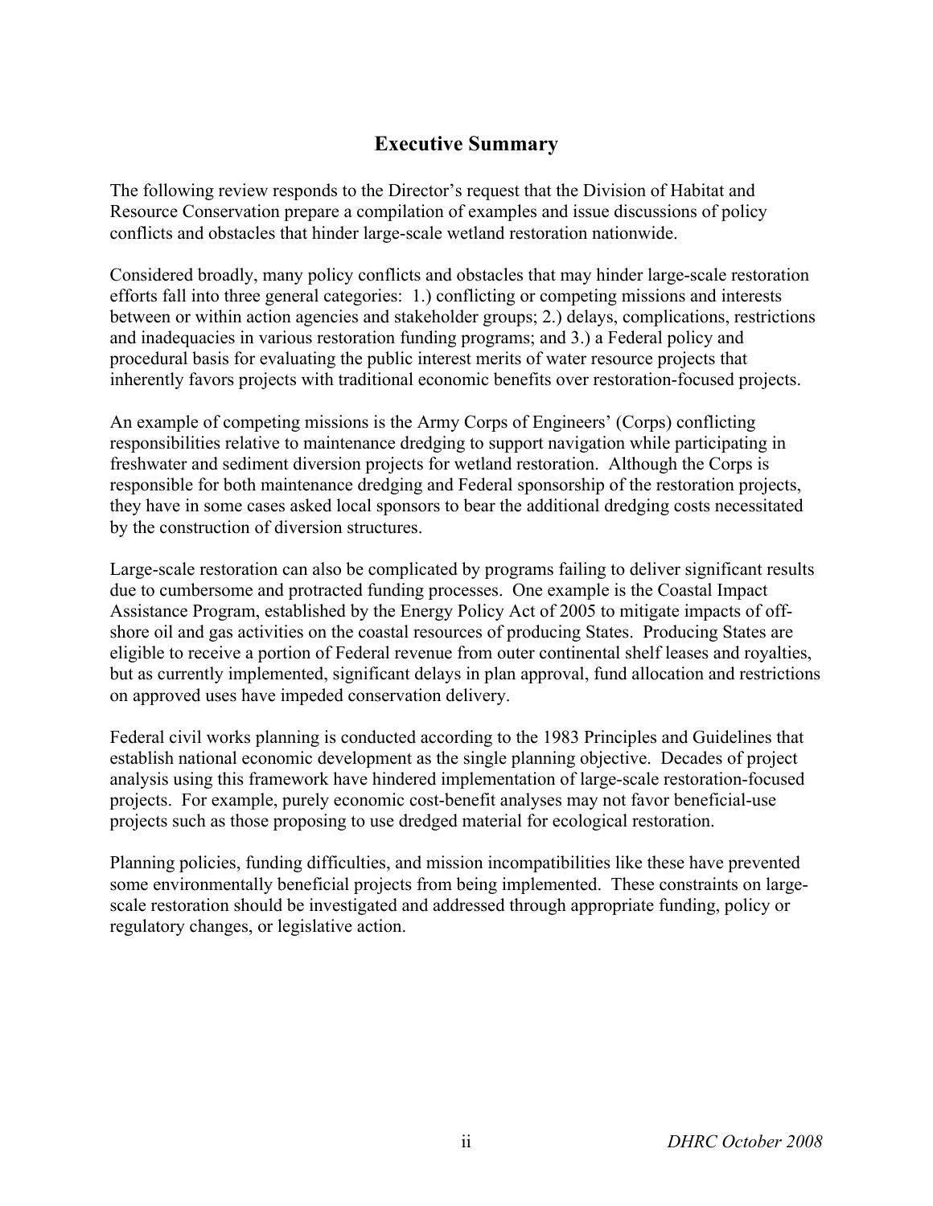## Executive Summary

The following review responds to the Director's request that the Division of Habitat and Resource Conservation prepare a compilation of examples and issue discussions of policy conflicts and obstacles that hinder large-scale wetland restoration nationwide.

Considered broadly, many policy conflicts and obstacles that may hinder large-scale restoration efforts fall into three general categories: 1.) conflicting or competing missions and interests between or within action agencies and stakeholder groups; 2.) delays, complications, restrictions and inadequacies in various restoration funding programs; and 3.) a Federal policy and procedural basis for evaluating the public interest merits of water resource projects that inherently favors projects with traditional economic benefits over restoration-focused projects.

An example of competing missions is the Army Corps of Engineers' (Corps) conflicting responsibilities relative to maintenance dredging to support navigation while participating in freshwater and sediment diversion projects for wetland restoration. Although the Corps is responsible for both maintenance dredging and Federal sponsorship of the restoration projects, they have in some cases asked local sponsors to bear the additional dredging costs necessitated by the construction of diversion structures.

Large-scale restoration can also be complicated by programs failing to deliver significant results due to cumbersome and protracted funding processes. One example is the Coastal Impact Assistance Program, established by the Energy Policy Act of 2005 to mitigate impacts of off-shore oil and gas activities on the coastal resources of producing States. Producing States are eligible to receive a portion of Federal revenue from outer continental shelf leases and royalties, but as currently implemented, significant delays in plan approval, fund allocation and restrictions on approved uses have impeded conservation delivery.

Federal civil works planning is conducted according to the 1983 Principles and Guidelines that establish national economic development as the single planning objective. Decades of project analysis using this framework have hindered implementation of large-scale restoration-focused projects. For example, purely economic cost-benefit analyses may not favor beneficial-use projects such as those proposing to use dredged material for ecological restoration.

Planning policies, funding difficulties, and mission incompatibilities like these have prevented some environmentally beneficial projects from being implemented. These constraints on large-scale restoration should be investigated and addressed through appropriate funding, policy or regulatory changes, or legislative action.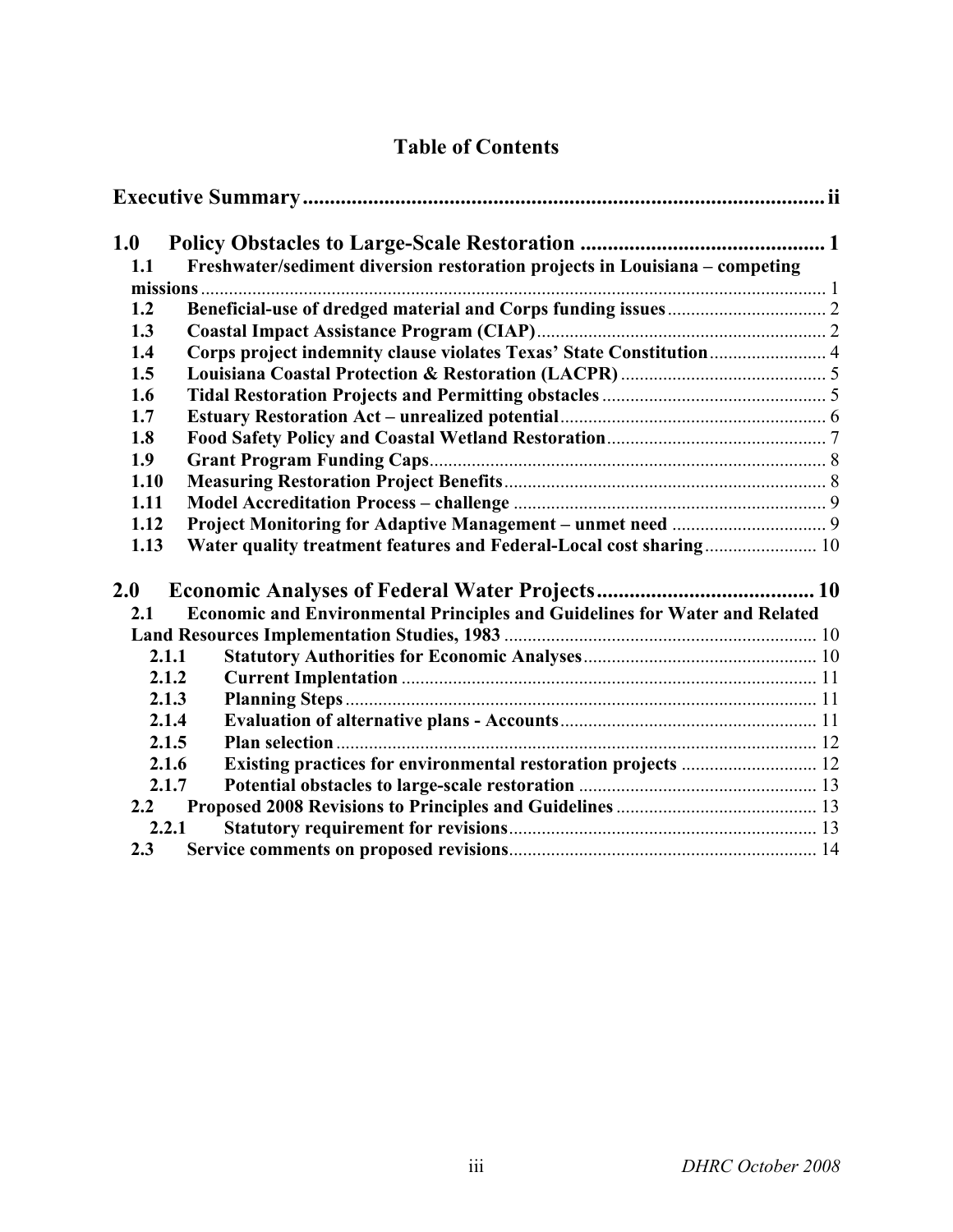# Table of Contents

**Executive Summary** ........ ii

**1.0 Policy Obstacles to Large-Scale Restoration** ........ 1

- **1.1 Freshwater/sediment diversion restoration projects in Louisiana – competing missions** ........ 1
- **1.2 Beneficial-use of dredged material and Corps funding issues** ........ 2
- **1.3 Coastal Impact Assistance Program (CIAP)** ........ 2
- **1.4 Corps project indemnity clause violates Texas' State Constitution** ........ 4
- **1.5 Louisiana Coastal Protection & Restoration (LACPR)** ........ 5
- **1.6 Tidal Restoration Projects and Permitting obstacles** ........ 5
- **1.7 Estuary Restoration Act – unrealized potential** ........ 6
- **1.8 Food Safety Policy and Coastal Wetland Restoration** ........ 7
- **1.9 Grant Program Funding Caps** ........ 8
- **1.10 Measuring Restoration Project Benefits** ........ 8
- **1.11 Model Accreditation Process – challenge** ........ 9
- **1.12 Project Monitoring for Adaptive Management – unmet need** ........ 9
- **1.13 Water quality treatment features and Federal-Local cost sharing** ........ 10

**2.0 Economic Analyses of Federal Water Projects** ........ 10

- **2.1 Economic and Environmental Principles and Guidelines for Water and Related Land Resources Implementation Studies, 1983** ........ 10
  - **2.1.1 Statutory Authorities for Economic Analyses** ........ 10
  - **2.1.2 Current Implentation** ........ 11
  - **2.1.3 Planning Steps** ........ 11
  - **2.1.4 Evaluation of alternative plans - Accounts** ........ 11
  - **2.1.5 Plan selection** ........ 12
  - **2.1.6 Existing practices for environmental restoration projects** ........ 12
  - **2.1.7 Potential obstacles to large-scale restoration** ........ 13
- **2.2 Proposed 2008 Revisions to Principles and Guidelines** ........ 13
  - **2.2.1 Statutory requirement for revisions** ........ 13
- **2.3 Service comments on proposed revisions** ........ 14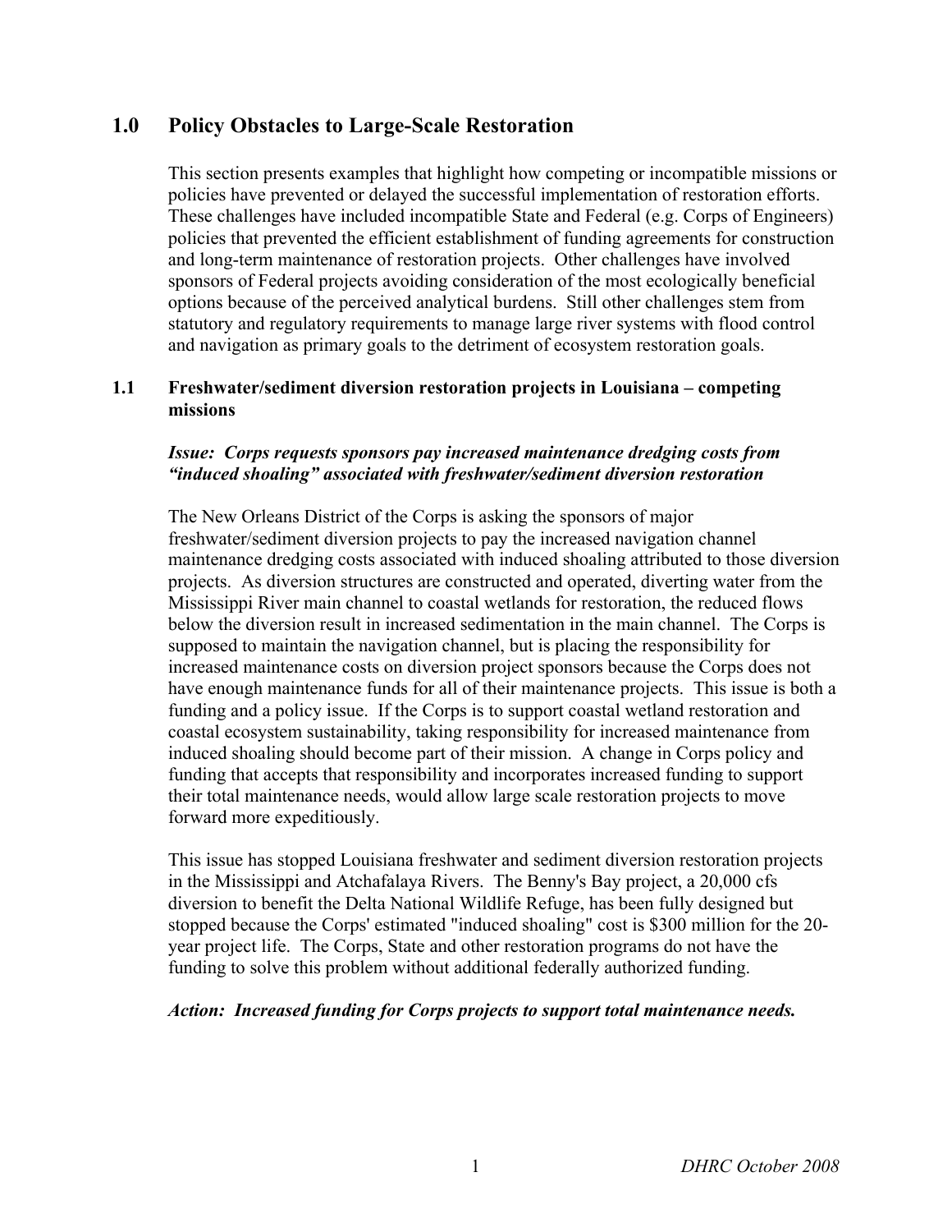## 1.0 Policy Obstacles to Large-Scale Restoration

This section presents examples that highlight how competing or incompatible missions or policies have prevented or delayed the successful implementation of restoration efforts. These challenges have included incompatible State and Federal (e.g. Corps of Engineers) policies that prevented the efficient establishment of funding agreements for construction and long-term maintenance of restoration projects. Other challenges have involved sponsors of Federal projects avoiding consideration of the most ecologically beneficial options because of the perceived analytical burdens. Still other challenges stem from statutory and regulatory requirements to manage large river systems with flood control and navigation as primary goals to the detriment of ecosystem restoration goals.

### 1.1 Freshwater/sediment diversion restoration projects in Louisiana – competing missions

***Issue: Corps requests sponsors pay increased maintenance dredging costs from "induced shoaling" associated with freshwater/sediment diversion restoration***

The New Orleans District of the Corps is asking the sponsors of major freshwater/sediment diversion projects to pay the increased navigation channel maintenance dredging costs associated with induced shoaling attributed to those diversion projects. As diversion structures are constructed and operated, diverting water from the Mississippi River main channel to coastal wetlands for restoration, the reduced flows below the diversion result in increased sedimentation in the main channel. The Corps is supposed to maintain the navigation channel, but is placing the responsibility for increased maintenance costs on diversion project sponsors because the Corps does not have enough maintenance funds for all of their maintenance projects. This issue is both a funding and a policy issue. If the Corps is to support coastal wetland restoration and coastal ecosystem sustainability, taking responsibility for increased maintenance from induced shoaling should become part of their mission. A change in Corps policy and funding that accepts that responsibility and incorporates increased funding to support their total maintenance needs, would allow large scale restoration projects to move forward more expeditiously.

This issue has stopped Louisiana freshwater and sediment diversion restoration projects in the Mississippi and Atchafalaya Rivers. The Benny's Bay project, a 20,000 cfs diversion to benefit the Delta National Wildlife Refuge, has been fully designed but stopped because the Corps' estimated "induced shoaling" cost is $300 million for the 20-year project life. The Corps, State and other restoration programs do not have the funding to solve this problem without additional federally authorized funding.

***Action: Increased funding for Corps projects to support total maintenance needs.***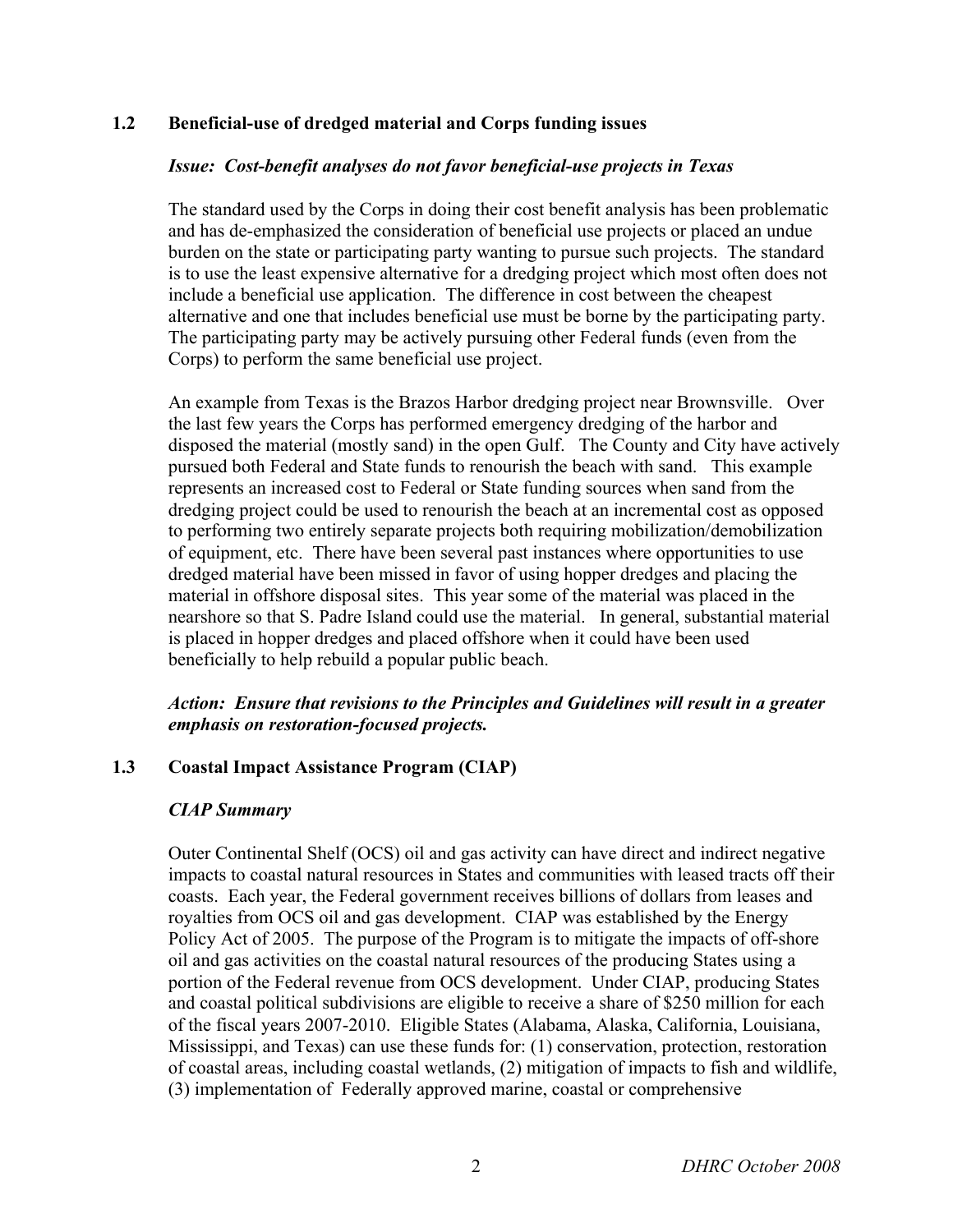### 1.2 Beneficial-use of dredged material and Corps funding issues

***Issue: Cost-benefit analyses do not favor beneficial-use projects in Texas***

The standard used by the Corps in doing their cost benefit analysis has been problematic and has de-emphasized the consideration of beneficial use projects or placed an undue burden on the state or participating party wanting to pursue such projects. The standard is to use the least expensive alternative for a dredging project which most often does not include a beneficial use application. The difference in cost between the cheapest alternative and one that includes beneficial use must be borne by the participating party. The participating party may be actively pursuing other Federal funds (even from the Corps) to perform the same beneficial use project.

An example from Texas is the Brazos Harbor dredging project near Brownsville. Over the last few years the Corps has performed emergency dredging of the harbor and disposed the material (mostly sand) in the open Gulf. The County and City have actively pursued both Federal and State funds to renourish the beach with sand. This example represents an increased cost to Federal or State funding sources when sand from the dredging project could be used to renourish the beach at an incremental cost as opposed to performing two entirely separate projects both requiring mobilization/demobilization of equipment, etc. There have been several past instances where opportunities to use dredged material have been missed in favor of using hopper dredges and placing the material in offshore disposal sites. This year some of the material was placed in the nearshore so that S. Padre Island could use the material. In general, substantial material is placed in hopper dredges and placed offshore when it could have been used beneficially to help rebuild a popular public beach.

***Action: Ensure that revisions to the Principles and Guidelines will result in a greater emphasis on restoration-focused projects.***

### 1.3 Coastal Impact Assistance Program (CIAP)

***CIAP Summary***

Outer Continental Shelf (OCS) oil and gas activity can have direct and indirect negative impacts to coastal natural resources in States and communities with leased tracts off their coasts. Each year, the Federal government receives billions of dollars from leases and royalties from OCS oil and gas development. CIAP was established by the Energy Policy Act of 2005. The purpose of the Program is to mitigate the impacts of off-shore oil and gas activities on the coastal natural resources of the producing States using a portion of the Federal revenue from OCS development. Under CIAP, producing States and coastal political subdivisions are eligible to receive a share of $250 million for each of the fiscal years 2007-2010. Eligible States (Alabama, Alaska, California, Louisiana, Mississippi, and Texas) can use these funds for: (1) conservation, protection, restoration of coastal areas, including coastal wetlands, (2) mitigation of impacts to fish and wildlife, (3) implementation of Federally approved marine, coastal or comprehensive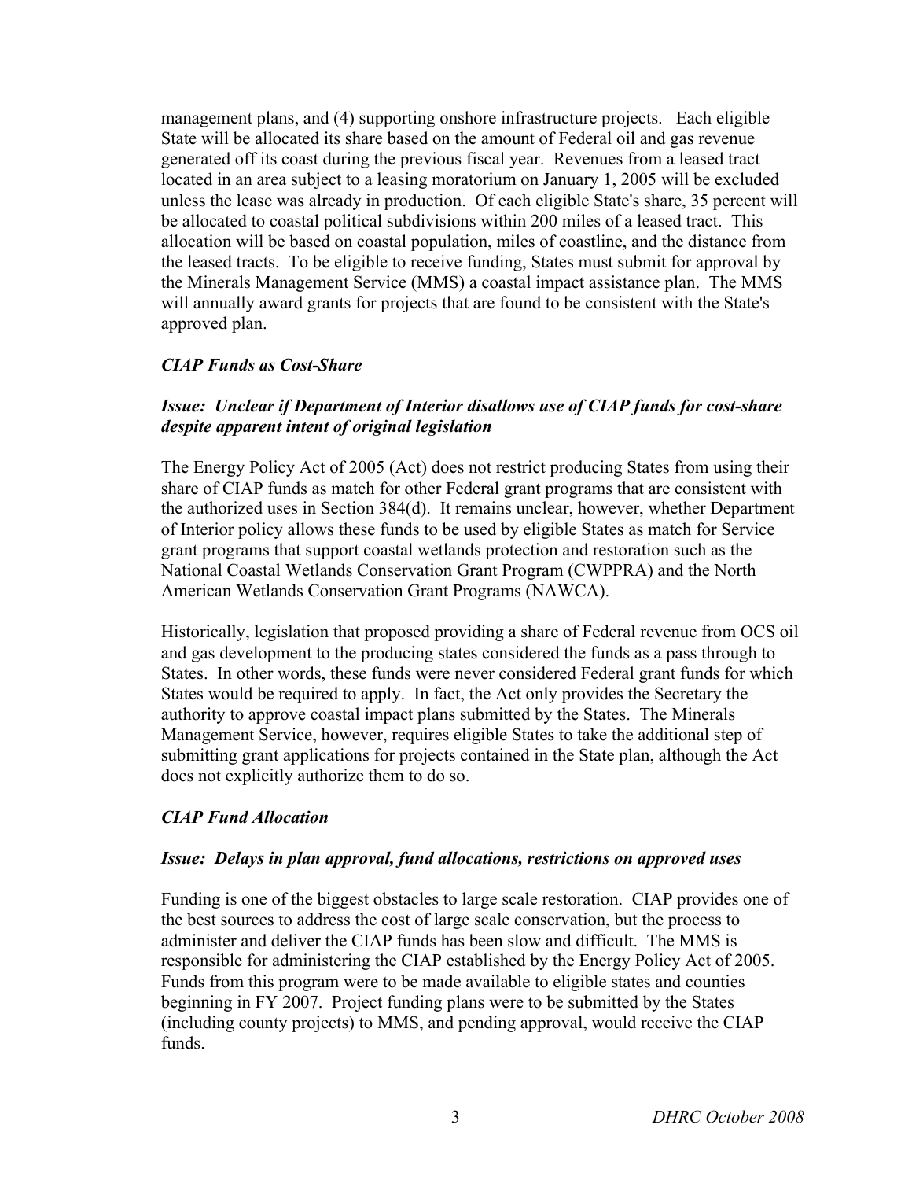management plans, and (4) supporting onshore infrastructure projects. Each eligible State will be allocated its share based on the amount of Federal oil and gas revenue generated off its coast during the previous fiscal year. Revenues from a leased tract located in an area subject to a leasing moratorium on January 1, 2005 will be excluded unless the lease was already in production. Of each eligible State's share, 35 percent will be allocated to coastal political subdivisions within 200 miles of a leased tract. This allocation will be based on coastal population, miles of coastline, and the distance from the leased tracts. To be eligible to receive funding, States must submit for approval by the Minerals Management Service (MMS) a coastal impact assistance plan. The MMS will annually award grants for projects that are found to be consistent with the State's approved plan.

### *CIAP Funds as Cost-Share*

***Issue: Unclear if Department of Interior disallows use of CIAP funds for cost-share despite apparent intent of original legislation***

The Energy Policy Act of 2005 (Act) does not restrict producing States from using their share of CIAP funds as match for other Federal grant programs that are consistent with the authorized uses in Section 384(d). It remains unclear, however, whether Department of Interior policy allows these funds to be used by eligible States as match for Service grant programs that support coastal wetlands protection and restoration such as the National Coastal Wetlands Conservation Grant Program (CWPPRA) and the North American Wetlands Conservation Grant Programs (NAWCA).

Historically, legislation that proposed providing a share of Federal revenue from OCS oil and gas development to the producing states considered the funds as a pass through to States. In other words, these funds were never considered Federal grant funds for which States would be required to apply. In fact, the Act only provides the Secretary the authority to approve coastal impact plans submitted by the States. The Minerals Management Service, however, requires eligible States to take the additional step of submitting grant applications for projects contained in the State plan, although the Act does not explicitly authorize them to do so.

### *CIAP Fund Allocation*

***Issue: Delays in plan approval, fund allocations, restrictions on approved uses***

Funding is one of the biggest obstacles to large scale restoration. CIAP provides one of the best sources to address the cost of large scale conservation, but the process to administer and deliver the CIAP funds has been slow and difficult. The MMS is responsible for administering the CIAP established by the Energy Policy Act of 2005. Funds from this program were to be made available to eligible states and counties beginning in FY 2007. Project funding plans were to be submitted by the States (including county projects) to MMS, and pending approval, would receive the CIAP funds.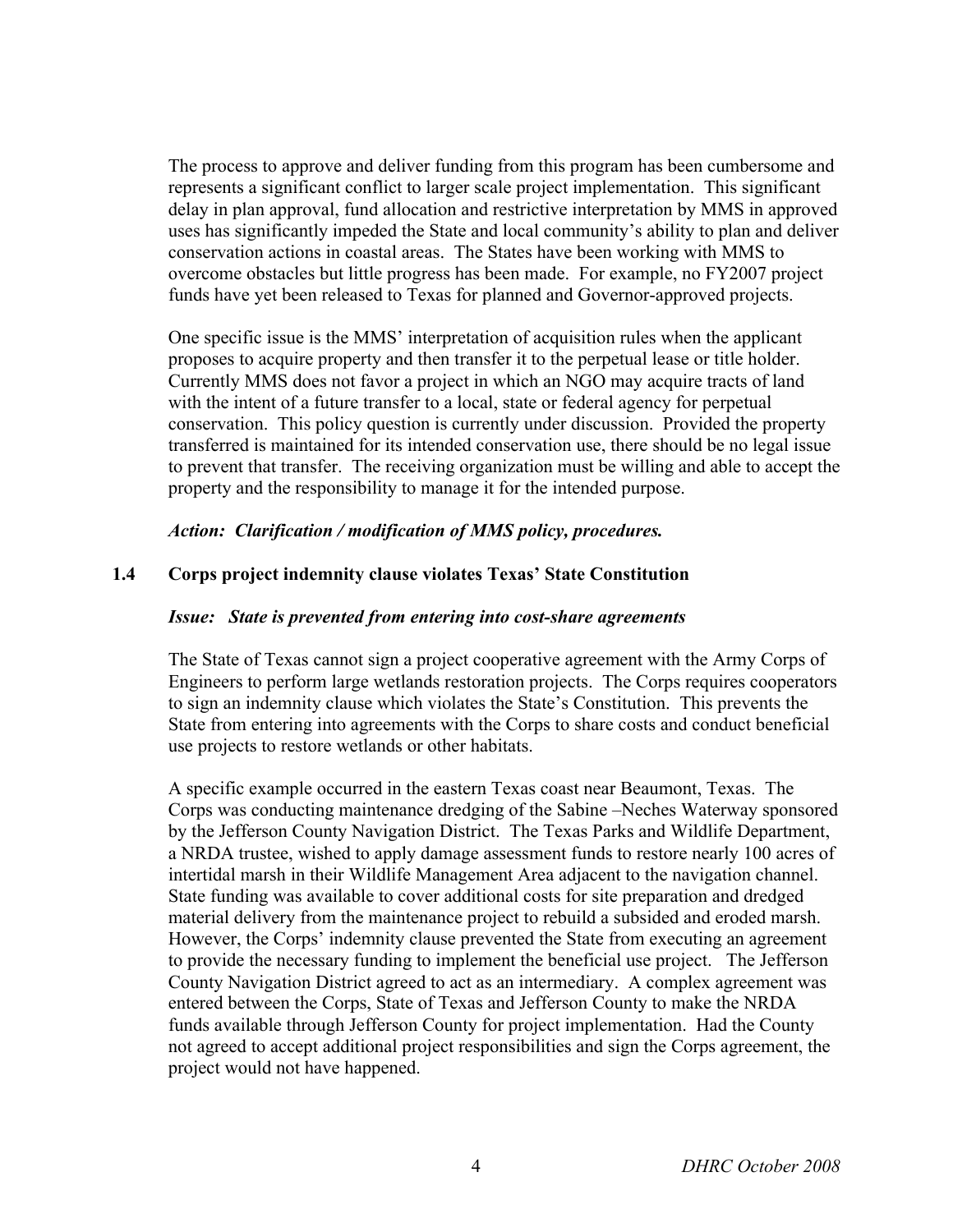The process to approve and deliver funding from this program has been cumbersome and represents a significant conflict to larger scale project implementation. This significant delay in plan approval, fund allocation and restrictive interpretation by MMS in approved uses has significantly impeded the State and local community's ability to plan and deliver conservation actions in coastal areas. The States have been working with MMS to overcome obstacles but little progress has been made. For example, no FY2007 project funds have yet been released to Texas for planned and Governor-approved projects.

One specific issue is the MMS' interpretation of acquisition rules when the applicant proposes to acquire property and then transfer it to the perpetual lease or title holder. Currently MMS does not favor a project in which an NGO may acquire tracts of land with the intent of a future transfer to a local, state or federal agency for perpetual conservation. This policy question is currently under discussion. Provided the property transferred is maintained for its intended conservation use, there should be no legal issue to prevent that transfer. The receiving organization must be willing and able to accept the property and the responsibility to manage it for the intended purpose.

***Action: Clarification / modification of MMS policy, procedures.***

### 1.4 Corps project indemnity clause violates Texas' State Constitution

***Issue: State is prevented from entering into cost-share agreements***

The State of Texas cannot sign a project cooperative agreement with the Army Corps of Engineers to perform large wetlands restoration projects. The Corps requires cooperators to sign an indemnity clause which violates the State's Constitution. This prevents the State from entering into agreements with the Corps to share costs and conduct beneficial use projects to restore wetlands or other habitats.

A specific example occurred in the eastern Texas coast near Beaumont, Texas. The Corps was conducting maintenance dredging of the Sabine –Neches Waterway sponsored by the Jefferson County Navigation District. The Texas Parks and Wildlife Department, a NRDA trustee, wished to apply damage assessment funds to restore nearly 100 acres of intertidal marsh in their Wildlife Management Area adjacent to the navigation channel. State funding was available to cover additional costs for site preparation and dredged material delivery from the maintenance project to rebuild a subsided and eroded marsh. However, the Corps' indemnity clause prevented the State from executing an agreement to provide the necessary funding to implement the beneficial use project. The Jefferson County Navigation District agreed to act as an intermediary. A complex agreement was entered between the Corps, State of Texas and Jefferson County to make the NRDA funds available through Jefferson County for project implementation. Had the County not agreed to accept additional project responsibilities and sign the Corps agreement, the project would not have happened.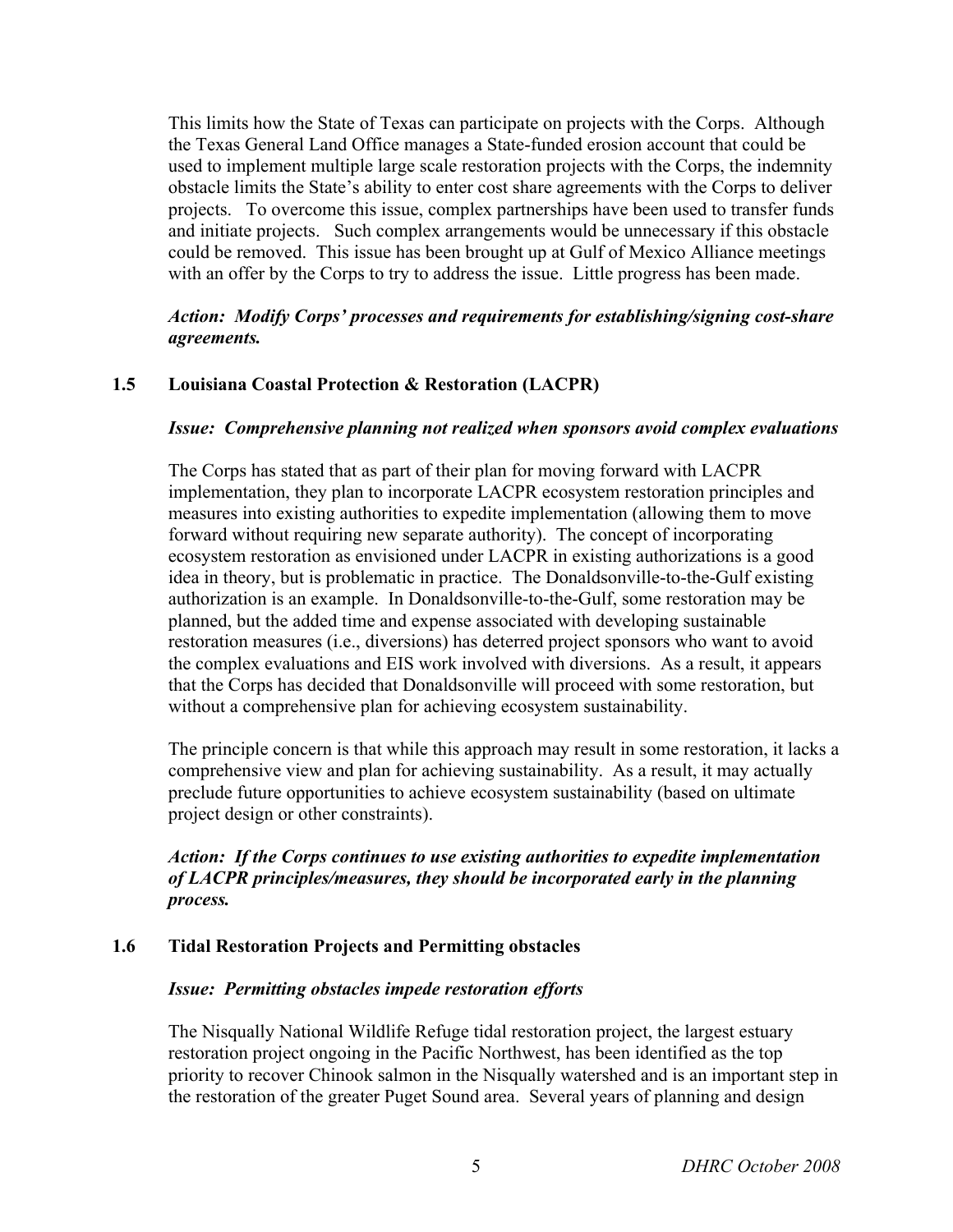This limits how the State of Texas can participate on projects with the Corps. Although the Texas General Land Office manages a State-funded erosion account that could be used to implement multiple large scale restoration projects with the Corps, the indemnity obstacle limits the State's ability to enter cost share agreements with the Corps to deliver projects. To overcome this issue, complex partnerships have been used to transfer funds and initiate projects. Such complex arrangements would be unnecessary if this obstacle could be removed. This issue has been brought up at Gulf of Mexico Alliance meetings with an offer by the Corps to try to address the issue. Little progress has been made.

***Action: Modify Corps' processes and requirements for establishing/signing cost-share agreements.***

### 1.5 Louisiana Coastal Protection & Restoration (LACPR)

***Issue: Comprehensive planning not realized when sponsors avoid complex evaluations***

The Corps has stated that as part of their plan for moving forward with LACPR implementation, they plan to incorporate LACPR ecosystem restoration principles and measures into existing authorities to expedite implementation (allowing them to move forward without requiring new separate authority). The concept of incorporating ecosystem restoration as envisioned under LACPR in existing authorizations is a good idea in theory, but is problematic in practice. The Donaldsonville-to-the-Gulf existing authorization is an example. In Donaldsonville-to-the-Gulf, some restoration may be planned, but the added time and expense associated with developing sustainable restoration measures (i.e., diversions) has deterred project sponsors who want to avoid the complex evaluations and EIS work involved with diversions. As a result, it appears that the Corps has decided that Donaldsonville will proceed with some restoration, but without a comprehensive plan for achieving ecosystem sustainability.

The principle concern is that while this approach may result in some restoration, it lacks a comprehensive view and plan for achieving sustainability. As a result, it may actually preclude future opportunities to achieve ecosystem sustainability (based on ultimate project design or other constraints).

***Action: If the Corps continues to use existing authorities to expedite implementation of LACPR principles/measures, they should be incorporated early in the planning process.***

### 1.6 Tidal Restoration Projects and Permitting obstacles

***Issue: Permitting obstacles impede restoration efforts***

The Nisqually National Wildlife Refuge tidal restoration project, the largest estuary restoration project ongoing in the Pacific Northwest, has been identified as the top priority to recover Chinook salmon in the Nisqually watershed and is an important step in the restoration of the greater Puget Sound area. Several years of planning and design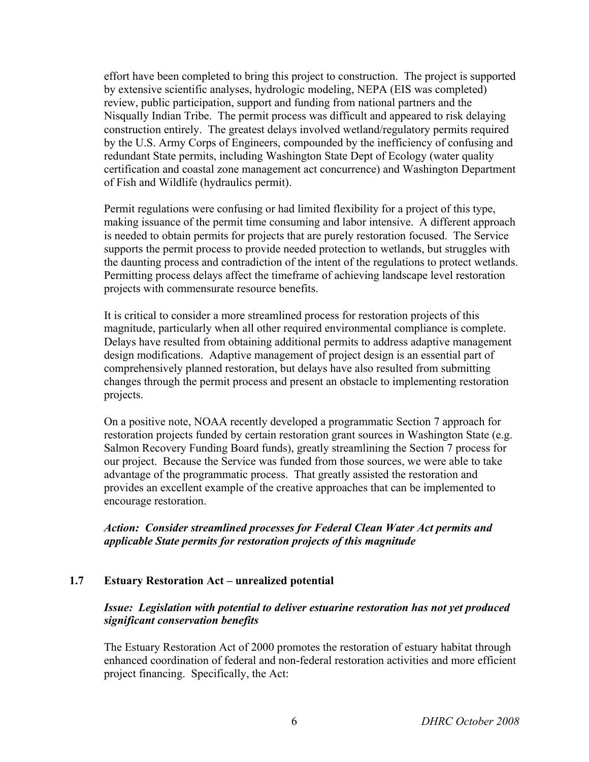effort have been completed to bring this project to construction. The project is supported by extensive scientific analyses, hydrologic modeling, NEPA (EIS was completed) review, public participation, support and funding from national partners and the Nisqually Indian Tribe. The permit process was difficult and appeared to risk delaying construction entirely. The greatest delays involved wetland/regulatory permits required by the U.S. Army Corps of Engineers, compounded by the inefficiency of confusing and redundant State permits, including Washington State Dept of Ecology (water quality certification and coastal zone management act concurrence) and Washington Department of Fish and Wildlife (hydraulics permit).

Permit regulations were confusing or had limited flexibility for a project of this type, making issuance of the permit time consuming and labor intensive. A different approach is needed to obtain permits for projects that are purely restoration focused. The Service supports the permit process to provide needed protection to wetlands, but struggles with the daunting process and contradiction of the intent of the regulations to protect wetlands. Permitting process delays affect the timeframe of achieving landscape level restoration projects with commensurate resource benefits.

It is critical to consider a more streamlined process for restoration projects of this magnitude, particularly when all other required environmental compliance is complete. Delays have resulted from obtaining additional permits to address adaptive management design modifications. Adaptive management of project design is an essential part of comprehensively planned restoration, but delays have also resulted from submitting changes through the permit process and present an obstacle to implementing restoration projects.

On a positive note, NOAA recently developed a programmatic Section 7 approach for restoration projects funded by certain restoration grant sources in Washington State (e.g. Salmon Recovery Funding Board funds), greatly streamlining the Section 7 process for our project. Because the Service was funded from those sources, we were able to take advantage of the programmatic process. That greatly assisted the restoration and provides an excellent example of the creative approaches that can be implemented to encourage restoration.

***Action: Consider streamlined processes for Federal Clean Water Act permits and applicable State permits for restoration projects of this magnitude***

### 1.7 Estuary Restoration Act – unrealized potential

***Issue: Legislation with potential to deliver estuarine restoration has not yet produced significant conservation benefits***

The Estuary Restoration Act of 2000 promotes the restoration of estuary habitat through enhanced coordination of federal and non-federal restoration activities and more efficient project financing. Specifically, the Act: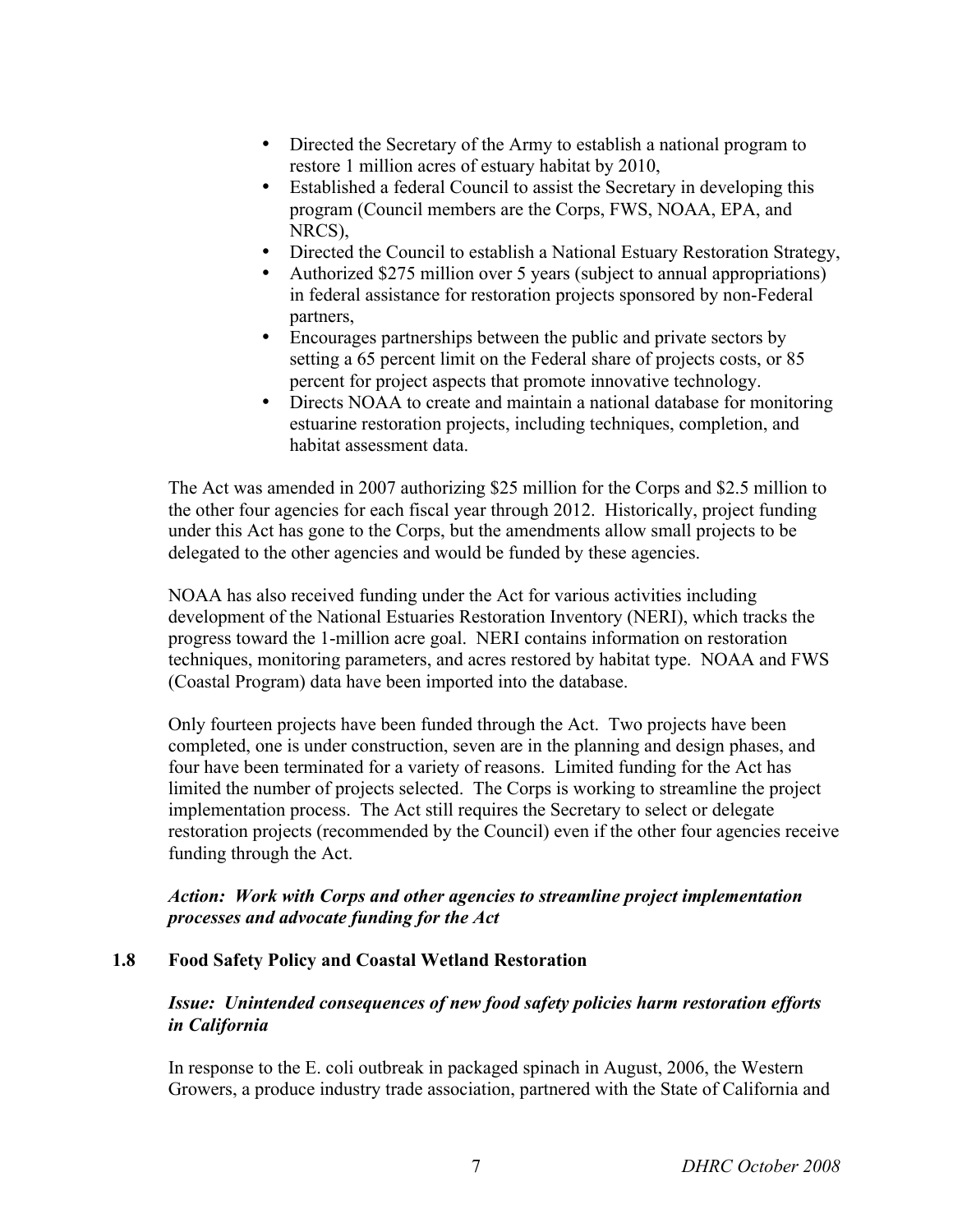- Directed the Secretary of the Army to establish a national program to restore 1 million acres of estuary habitat by 2010,
- Established a federal Council to assist the Secretary in developing this program (Council members are the Corps, FWS, NOAA, EPA, and NRCS),
- Directed the Council to establish a National Estuary Restoration Strategy,
- Authorized $275 million over 5 years (subject to annual appropriations) in federal assistance for restoration projects sponsored by non-Federal partners,
- Encourages partnerships between the public and private sectors by setting a 65 percent limit on the Federal share of projects costs, or 85 percent for project aspects that promote innovative technology.
- Directs NOAA to create and maintain a national database for monitoring estuarine restoration projects, including techniques, completion, and habitat assessment data.

The Act was amended in 2007 authorizing $25 million for the Corps and $2.5 million to the other four agencies for each fiscal year through 2012. Historically, project funding under this Act has gone to the Corps, but the amendments allow small projects to be delegated to the other agencies and would be funded by these agencies.

NOAA has also received funding under the Act for various activities including development of the National Estuaries Restoration Inventory (NERI), which tracks the progress toward the 1-million acre goal. NERI contains information on restoration techniques, monitoring parameters, and acres restored by habitat type. NOAA and FWS (Coastal Program) data have been imported into the database.

Only fourteen projects have been funded through the Act. Two projects have been completed, one is under construction, seven are in the planning and design phases, and four have been terminated for a variety of reasons. Limited funding for the Act has limited the number of projects selected. The Corps is working to streamline the project implementation process. The Act still requires the Secretary to select or delegate restoration projects (recommended by the Council) even if the other four agencies receive funding through the Act.

***Action: Work with Corps and other agencies to streamline project implementation processes and advocate funding for the Act***

## 1.8 Food Safety Policy and Coastal Wetland Restoration

***Issue: Unintended consequences of new food safety policies harm restoration efforts in California***

In response to the E. coli outbreak in packaged spinach in August, 2006, the Western Growers, a produce industry trade association, partnered with the State of California and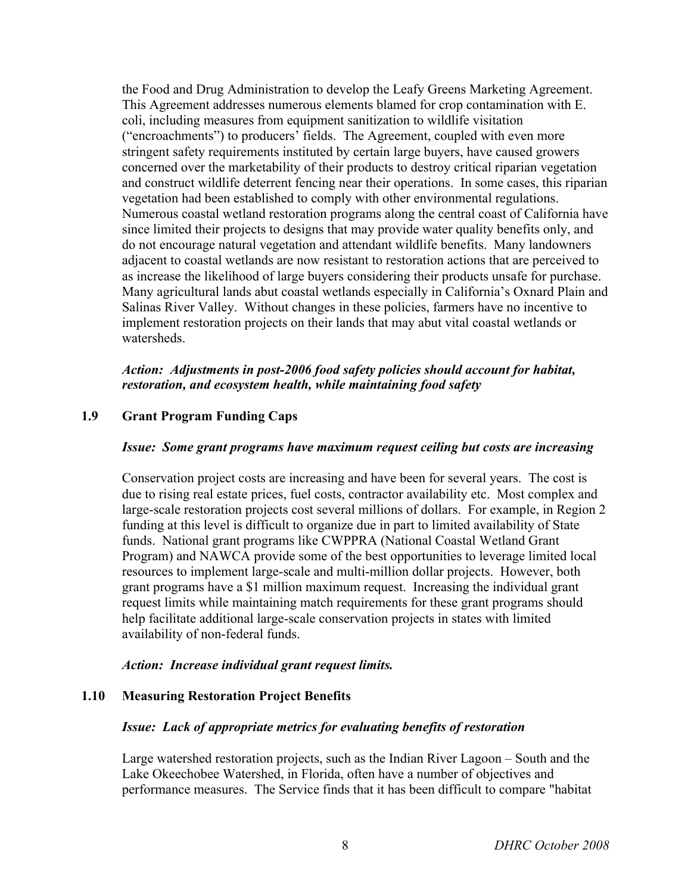the Food and Drug Administration to develop the Leafy Greens Marketing Agreement. This Agreement addresses numerous elements blamed for crop contamination with E. coli, including measures from equipment sanitization to wildlife visitation ("encroachments") to producers' fields. The Agreement, coupled with even more stringent safety requirements instituted by certain large buyers, have caused growers concerned over the marketability of their products to destroy critical riparian vegetation and construct wildlife deterrent fencing near their operations. In some cases, this riparian vegetation had been established to comply with other environmental regulations. Numerous coastal wetland restoration programs along the central coast of California have since limited their projects to designs that may provide water quality benefits only, and do not encourage natural vegetation and attendant wildlife benefits. Many landowners adjacent to coastal wetlands are now resistant to restoration actions that are perceived to as increase the likelihood of large buyers considering their products unsafe for purchase. Many agricultural lands abut coastal wetlands especially in California's Oxnard Plain and Salinas River Valley. Without changes in these policies, farmers have no incentive to implement restoration projects on their lands that may abut vital coastal wetlands or watersheds.

***Action: Adjustments in post-2006 food safety policies should account for habitat, restoration, and ecosystem health, while maintaining food safety***

### 1.9 Grant Program Funding Caps

***Issue: Some grant programs have maximum request ceiling but costs are increasing***

Conservation project costs are increasing and have been for several years. The cost is due to rising real estate prices, fuel costs, contractor availability etc. Most complex and large-scale restoration projects cost several millions of dollars. For example, in Region 2 funding at this level is difficult to organize due in part to limited availability of State funds. National grant programs like CWPPRA (National Coastal Wetland Grant Program) and NAWCA provide some of the best opportunities to leverage limited local resources to implement large-scale and multi-million dollar projects. However, both grant programs have a $1 million maximum request. Increasing the individual grant request limits while maintaining match requirements for these grant programs should help facilitate additional large-scale conservation projects in states with limited availability of non-federal funds.

***Action: Increase individual grant request limits.***

### 1.10 Measuring Restoration Project Benefits

***Issue: Lack of appropriate metrics for evaluating benefits of restoration***

Large watershed restoration projects, such as the Indian River Lagoon – South and the Lake Okeechobee Watershed, in Florida, often have a number of objectives and performance measures. The Service finds that it has been difficult to compare "habitat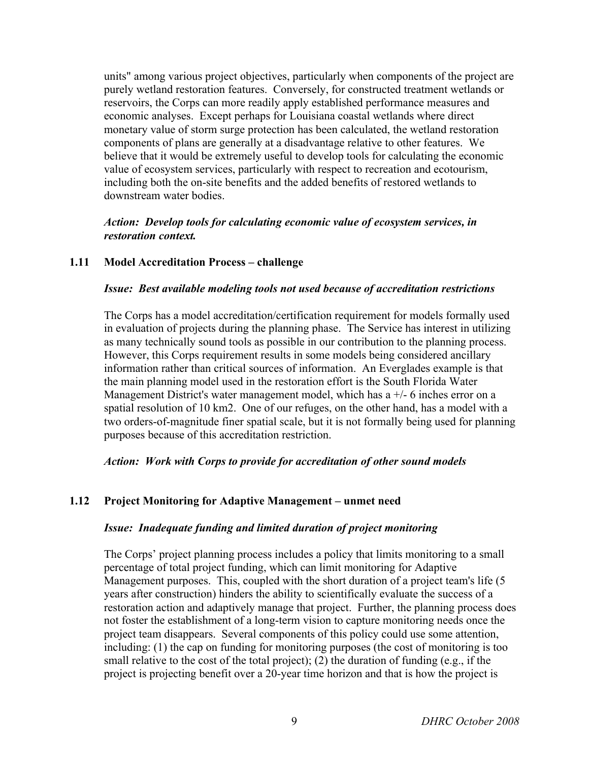units" among various project objectives, particularly when components of the project are purely wetland restoration features. Conversely, for constructed treatment wetlands or reservoirs, the Corps can more readily apply established performance measures and economic analyses. Except perhaps for Louisiana coastal wetlands where direct monetary value of storm surge protection has been calculated, the wetland restoration components of plans are generally at a disadvantage relative to other features. We believe that it would be extremely useful to develop tools for calculating the economic value of ecosystem services, particularly with respect to recreation and ecotourism, including both the on-site benefits and the added benefits of restored wetlands to downstream water bodies.

***Action: Develop tools for calculating economic value of ecosystem services, in restoration context.***

### 1.11 Model Accreditation Process – challenge

***Issue: Best available modeling tools not used because of accreditation restrictions***

The Corps has a model accreditation/certification requirement for models formally used in evaluation of projects during the planning phase. The Service has interest in utilizing as many technically sound tools as possible in our contribution to the planning process. However, this Corps requirement results in some models being considered ancillary information rather than critical sources of information. An Everglades example is that the main planning model used in the restoration effort is the South Florida Water Management District's water management model, which has a +/- 6 inches error on a spatial resolution of 10 km2. One of our refuges, on the other hand, has a model with a two orders-of-magnitude finer spatial scale, but it is not formally being used for planning purposes because of this accreditation restriction.

***Action: Work with Corps to provide for accreditation of other sound models***

### 1.12 Project Monitoring for Adaptive Management – unmet need

***Issue: Inadequate funding and limited duration of project monitoring***

The Corps' project planning process includes a policy that limits monitoring to a small percentage of total project funding, which can limit monitoring for Adaptive Management purposes. This, coupled with the short duration of a project team's life (5 years after construction) hinders the ability to scientifically evaluate the success of a restoration action and adaptively manage that project. Further, the planning process does not foster the establishment of a long-term vision to capture monitoring needs once the project team disappears. Several components of this policy could use some attention, including: (1) the cap on funding for monitoring purposes (the cost of monitoring is too small relative to the cost of the total project); (2) the duration of funding (e.g., if the project is projecting benefit over a 20-year time horizon and that is how the project is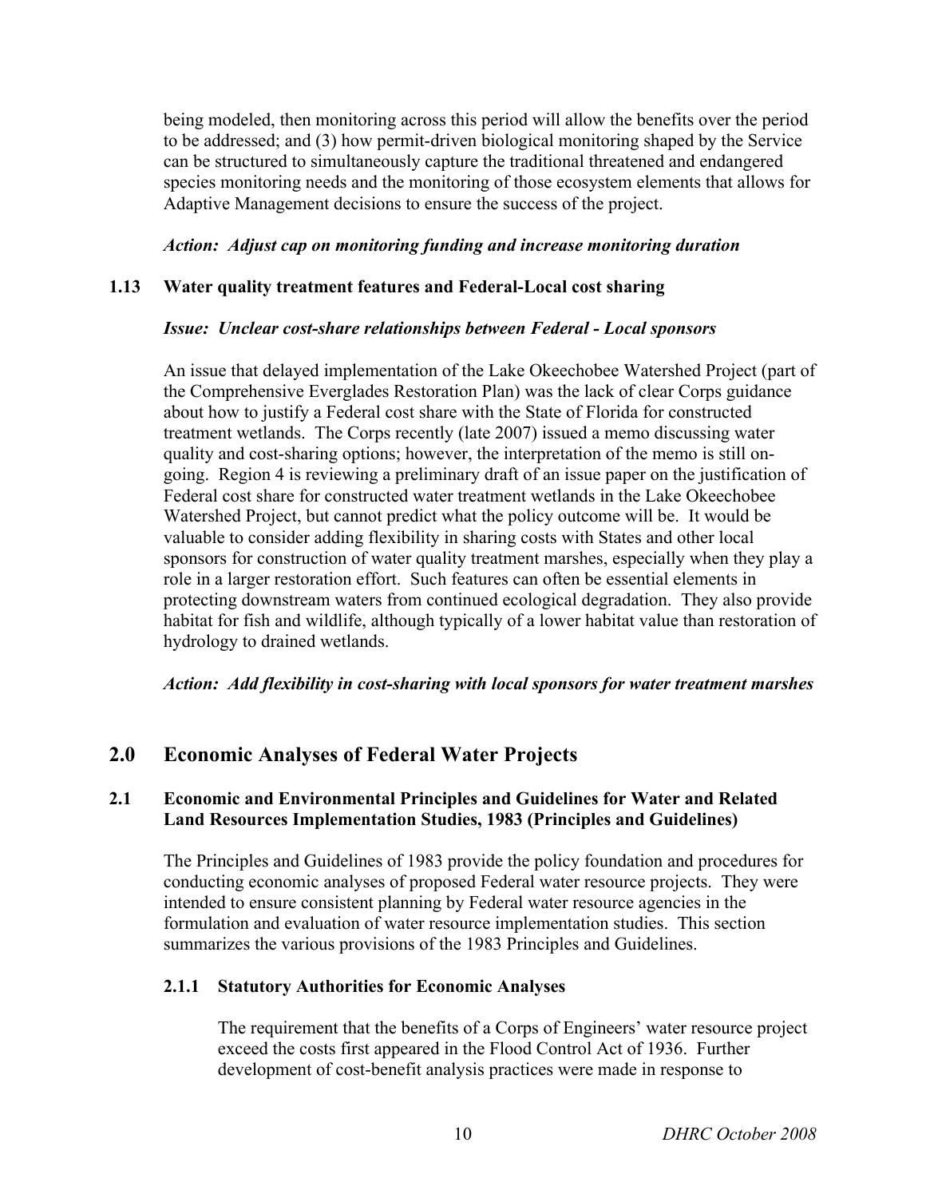being modeled, then monitoring across this period will allow the benefits over the period to be addressed; and (3) how permit-driven biological monitoring shaped by the Service can be structured to simultaneously capture the traditional threatened and endangered species monitoring needs and the monitoring of those ecosystem elements that allows for Adaptive Management decisions to ensure the success of the project.

***Action: Adjust cap on monitoring funding and increase monitoring duration***

### 1.13 Water quality treatment features and Federal-Local cost sharing

***Issue: Unclear cost-share relationships between Federal - Local sponsors***

An issue that delayed implementation of the Lake Okeechobee Watershed Project (part of the Comprehensive Everglades Restoration Plan) was the lack of clear Corps guidance about how to justify a Federal cost share with the State of Florida for constructed treatment wetlands. The Corps recently (late 2007) issued a memo discussing water quality and cost-sharing options; however, the interpretation of the memo is still on-going. Region 4 is reviewing a preliminary draft of an issue paper on the justification of Federal cost share for constructed water treatment wetlands in the Lake Okeechobee Watershed Project, but cannot predict what the policy outcome will be. It would be valuable to consider adding flexibility in sharing costs with States and other local sponsors for construction of water quality treatment marshes, especially when they play a role in a larger restoration effort. Such features can often be essential elements in protecting downstream waters from continued ecological degradation. They also provide habitat for fish and wildlife, although typically of a lower habitat value than restoration of hydrology to drained wetlands.

***Action: Add flexibility in cost-sharing with local sponsors for water treatment marshes***

## 2.0 Economic Analyses of Federal Water Projects

### 2.1 Economic and Environmental Principles and Guidelines for Water and Related Land Resources Implementation Studies, 1983 (Principles and Guidelines)

The Principles and Guidelines of 1983 provide the policy foundation and procedures for conducting economic analyses of proposed Federal water resource projects. They were intended to ensure consistent planning by Federal water resource agencies in the formulation and evaluation of water resource implementation studies. This section summarizes the various provisions of the 1983 Principles and Guidelines.

#### 2.1.1 Statutory Authorities for Economic Analyses

The requirement that the benefits of a Corps of Engineers' water resource project exceed the costs first appeared in the Flood Control Act of 1936. Further development of cost-benefit analysis practices were made in response to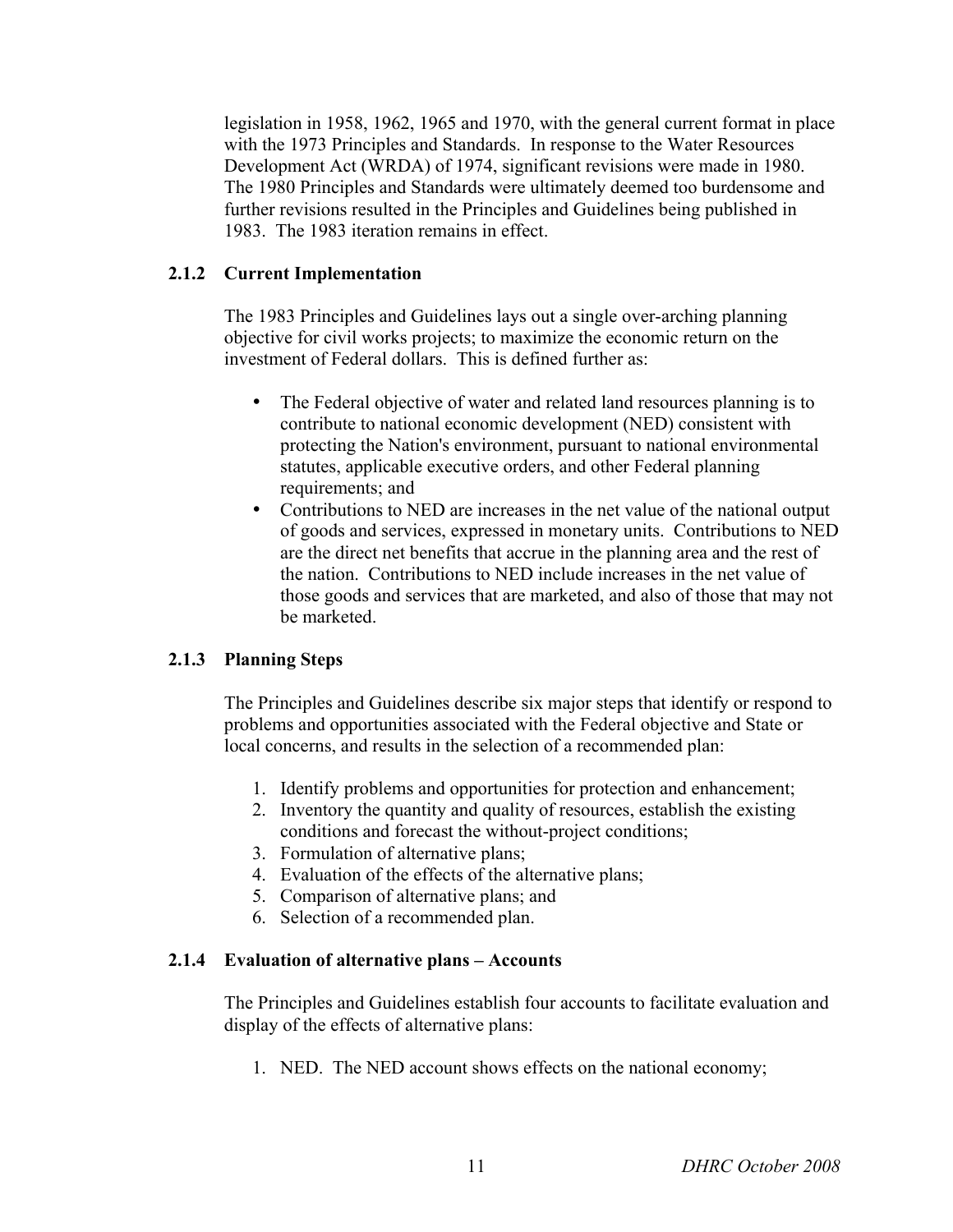legislation in 1958, 1962, 1965 and 1970, with the general current format in place with the 1973 Principles and Standards. In response to the Water Resources Development Act (WRDA) of 1974, significant revisions were made in 1980. The 1980 Principles and Standards were ultimately deemed too burdensome and further revisions resulted in the Principles and Guidelines being published in 1983. The 1983 iteration remains in effect.

### 2.1.2 Current Implementation

The 1983 Principles and Guidelines lays out a single over-arching planning objective for civil works projects; to maximize the economic return on the investment of Federal dollars. This is defined further as:

- The Federal objective of water and related land resources planning is to contribute to national economic development (NED) consistent with protecting the Nation's environment, pursuant to national environmental statutes, applicable executive orders, and other Federal planning requirements; and
- Contributions to NED are increases in the net value of the national output of goods and services, expressed in monetary units. Contributions to NED are the direct net benefits that accrue in the planning area and the rest of the nation. Contributions to NED include increases in the net value of those goods and services that are marketed, and also of those that may not be marketed.

### 2.1.3 Planning Steps

The Principles and Guidelines describe six major steps that identify or respond to problems and opportunities associated with the Federal objective and State or local concerns, and results in the selection of a recommended plan:

1. Identify problems and opportunities for protection and enhancement;
2. Inventory the quantity and quality of resources, establish the existing conditions and forecast the without-project conditions;
3. Formulation of alternative plans;
4. Evaluation of the effects of the alternative plans;
5. Comparison of alternative plans; and
6. Selection of a recommended plan.

### 2.1.4 Evaluation of alternative plans – Accounts

The Principles and Guidelines establish four accounts to facilitate evaluation and display of the effects of alternative plans:

1. NED. The NED account shows effects on the national economy;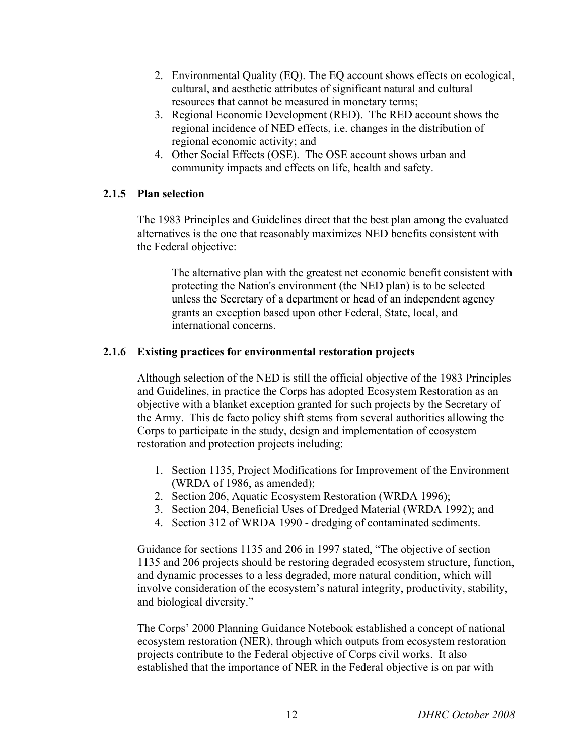2. Environmental Quality (EQ). The EQ account shows effects on ecological, cultural, and aesthetic attributes of significant natural and cultural resources that cannot be measured in monetary terms;
3. Regional Economic Development (RED). The RED account shows the regional incidence of NED effects, i.e. changes in the distribution of regional economic activity; and
4. Other Social Effects (OSE). The OSE account shows urban and community impacts and effects on life, health and safety.

### 2.1.5 Plan selection

The 1983 Principles and Guidelines direct that the best plan among the evaluated alternatives is the one that reasonably maximizes NED benefits consistent with the Federal objective:

> The alternative plan with the greatest net economic benefit consistent with protecting the Nation's environment (the NED plan) is to be selected unless the Secretary of a department or head of an independent agency grants an exception based upon other Federal, State, local, and international concerns.

### 2.1.6 Existing practices for environmental restoration projects

Although selection of the NED is still the official objective of the 1983 Principles and Guidelines, in practice the Corps has adopted Ecosystem Restoration as an objective with a blanket exception granted for such projects by the Secretary of the Army. This de facto policy shift stems from several authorities allowing the Corps to participate in the study, design and implementation of ecosystem restoration and protection projects including:

1. Section 1135, Project Modifications for Improvement of the Environment (WRDA of 1986, as amended);
2. Section 206, Aquatic Ecosystem Restoration (WRDA 1996);
3. Section 204, Beneficial Uses of Dredged Material (WRDA 1992); and
4. Section 312 of WRDA 1990 - dredging of contaminated sediments.

Guidance for sections 1135 and 206 in 1997 stated, "The objective of section 1135 and 206 projects should be restoring degraded ecosystem structure, function, and dynamic processes to a less degraded, more natural condition, which will involve consideration of the ecosystem's natural integrity, productivity, stability, and biological diversity."

The Corps' 2000 Planning Guidance Notebook established a concept of national ecosystem restoration (NER), through which outputs from ecosystem restoration projects contribute to the Federal objective of Corps civil works. It also established that the importance of NER in the Federal objective is on par with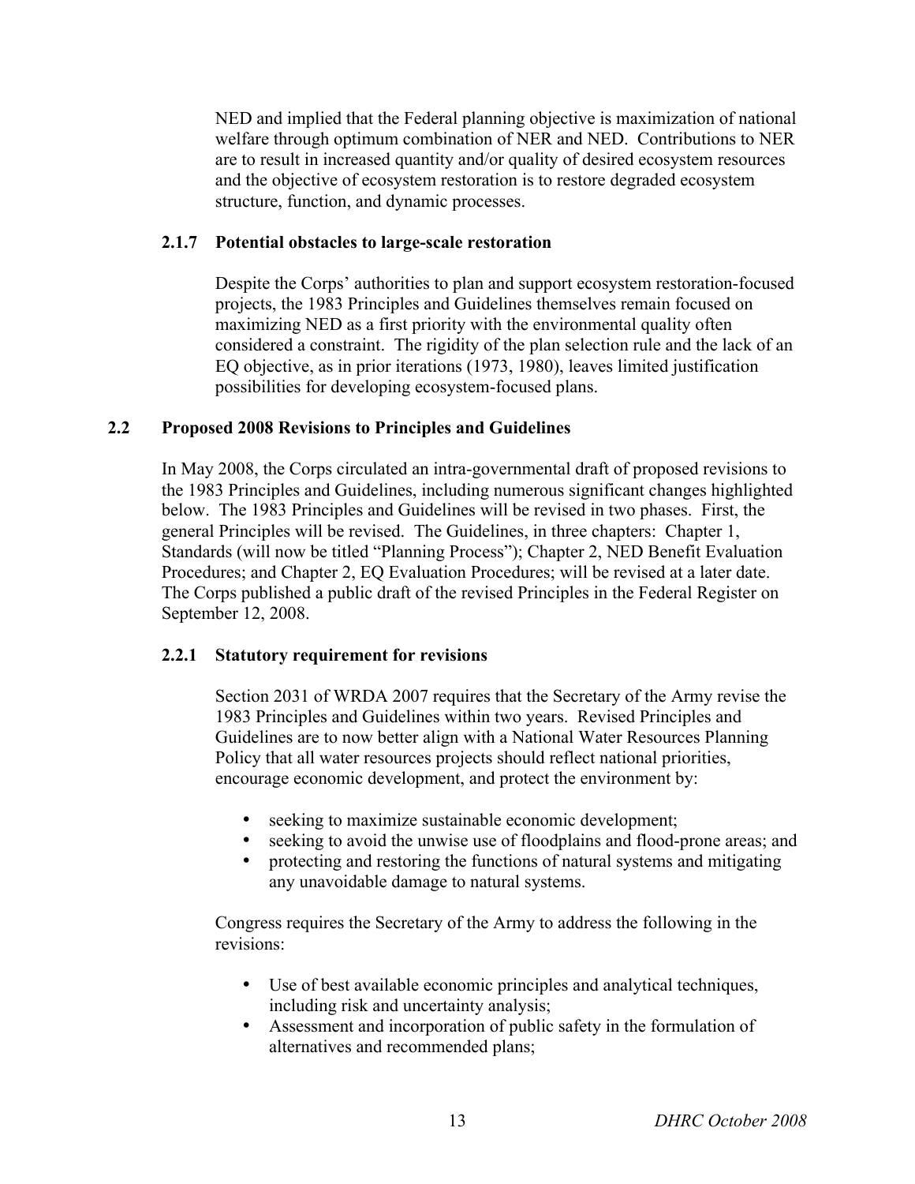NED and implied that the Federal planning objective is maximization of national welfare through optimum combination of NER and NED. Contributions to NER are to result in increased quantity and/or quality of desired ecosystem resources and the objective of ecosystem restoration is to restore degraded ecosystem structure, function, and dynamic processes.

### 2.1.7 Potential obstacles to large-scale restoration

Despite the Corps' authorities to plan and support ecosystem restoration-focused projects, the 1983 Principles and Guidelines themselves remain focused on maximizing NED as a first priority with the environmental quality often considered a constraint. The rigidity of the plan selection rule and the lack of an EQ objective, as in prior iterations (1973, 1980), leaves limited justification possibilities for developing ecosystem-focused plans.

## 2.2 Proposed 2008 Revisions to Principles and Guidelines

In May 2008, the Corps circulated an intra-governmental draft of proposed revisions to the 1983 Principles and Guidelines, including numerous significant changes highlighted below. The 1983 Principles and Guidelines will be revised in two phases. First, the general Principles will be revised. The Guidelines, in three chapters: Chapter 1, Standards (will now be titled "Planning Process"); Chapter 2, NED Benefit Evaluation Procedures; and Chapter 2, EQ Evaluation Procedures; will be revised at a later date. The Corps published a public draft of the revised Principles in the Federal Register on September 12, 2008.

### 2.2.1 Statutory requirement for revisions

Section 2031 of WRDA 2007 requires that the Secretary of the Army revise the 1983 Principles and Guidelines within two years. Revised Principles and Guidelines are to now better align with a National Water Resources Planning Policy that all water resources projects should reflect national priorities, encourage economic development, and protect the environment by:

- seeking to maximize sustainable economic development;
- seeking to avoid the unwise use of floodplains and flood-prone areas; and
- protecting and restoring the functions of natural systems and mitigating any unavoidable damage to natural systems.

Congress requires the Secretary of the Army to address the following in the revisions:

- Use of best available economic principles and analytical techniques, including risk and uncertainty analysis;
- Assessment and incorporation of public safety in the formulation of alternatives and recommended plans;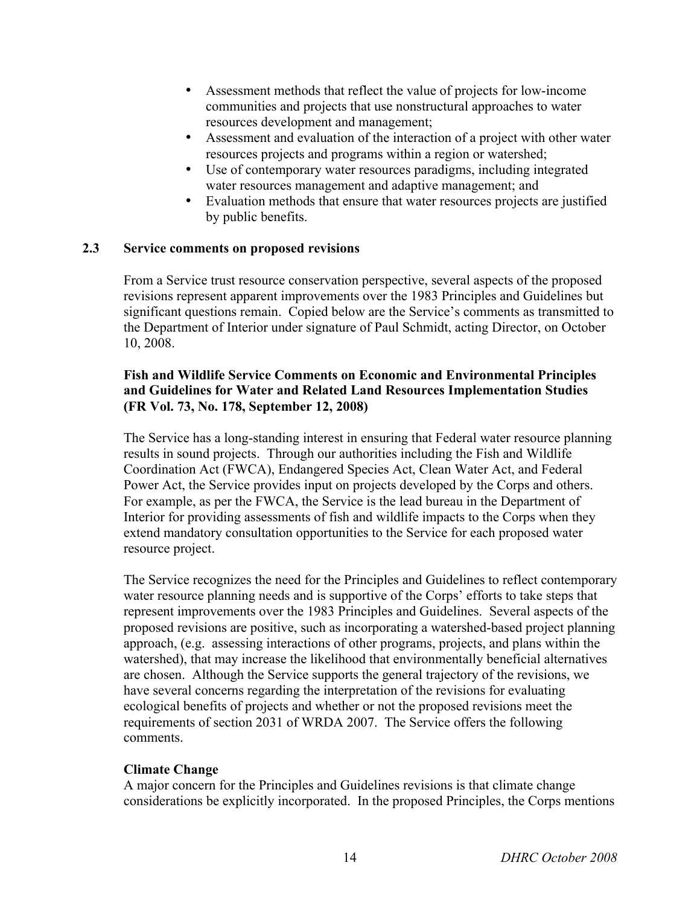- Assessment methods that reflect the value of projects for low-income communities and projects that use nonstructural approaches to water resources development and management;
- Assessment and evaluation of the interaction of a project with other water resources projects and programs within a region or watershed;
- Use of contemporary water resources paradigms, including integrated water resources management and adaptive management; and
- Evaluation methods that ensure that water resources projects are justified by public benefits.

### 2.3 Service comments on proposed revisions

From a Service trust resource conservation perspective, several aspects of the proposed revisions represent apparent improvements over the 1983 Principles and Guidelines but significant questions remain. Copied below are the Service's comments as transmitted to the Department of Interior under signature of Paul Schmidt, acting Director, on October 10, 2008.

**Fish and Wildlife Service Comments on Economic and Environmental Principles and Guidelines for Water and Related Land Resources Implementation Studies (FR Vol. 73, No. 178, September 12, 2008)**

The Service has a long-standing interest in ensuring that Federal water resource planning results in sound projects. Through our authorities including the Fish and Wildlife Coordination Act (FWCA), Endangered Species Act, Clean Water Act, and Federal Power Act, the Service provides input on projects developed by the Corps and others. For example, as per the FWCA, the Service is the lead bureau in the Department of Interior for providing assessments of fish and wildlife impacts to the Corps when they extend mandatory consultation opportunities to the Service for each proposed water resource project.

The Service recognizes the need for the Principles and Guidelines to reflect contemporary water resource planning needs and is supportive of the Corps' efforts to take steps that represent improvements over the 1983 Principles and Guidelines. Several aspects of the proposed revisions are positive, such as incorporating a watershed-based project planning approach, (e.g. assessing interactions of other programs, projects, and plans within the watershed), that may increase the likelihood that environmentally beneficial alternatives are chosen. Although the Service supports the general trajectory of the revisions, we have several concerns regarding the interpretation of the revisions for evaluating ecological benefits of projects and whether or not the proposed revisions meet the requirements of section 2031 of WRDA 2007. The Service offers the following comments.

**Climate Change**

A major concern for the Principles and Guidelines revisions is that climate change considerations be explicitly incorporated. In the proposed Principles, the Corps mentions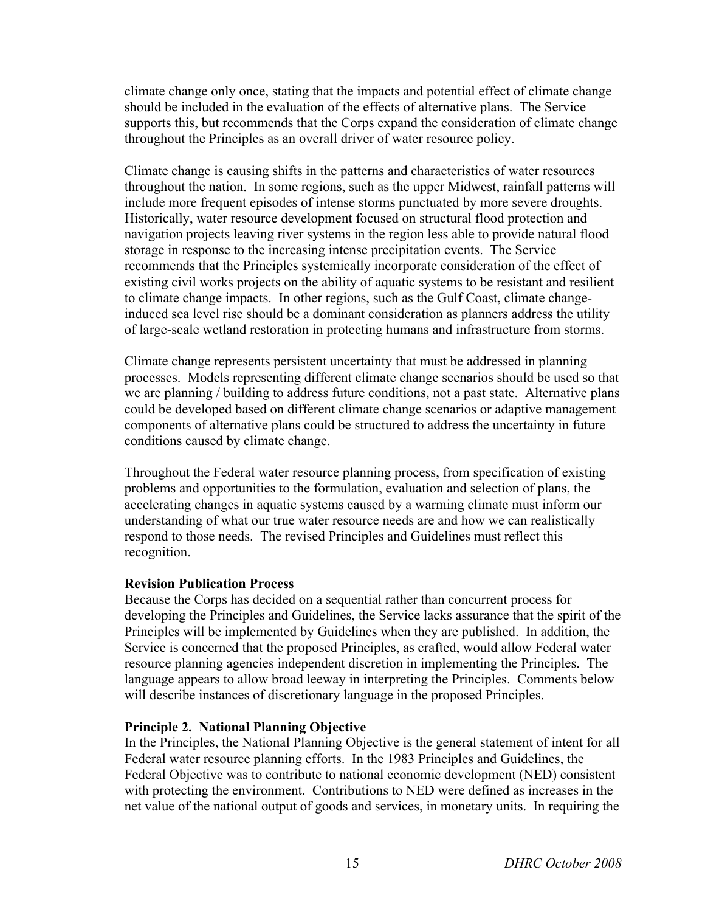climate change only once, stating that the impacts and potential effect of climate change should be included in the evaluation of the effects of alternative plans. The Service supports this, but recommends that the Corps expand the consideration of climate change throughout the Principles as an overall driver of water resource policy.

Climate change is causing shifts in the patterns and characteristics of water resources throughout the nation. In some regions, such as the upper Midwest, rainfall patterns will include more frequent episodes of intense storms punctuated by more severe droughts. Historically, water resource development focused on structural flood protection and navigation projects leaving river systems in the region less able to provide natural flood storage in response to the increasing intense precipitation events. The Service recommends that the Principles systemically incorporate consideration of the effect of existing civil works projects on the ability of aquatic systems to be resistant and resilient to climate change impacts. In other regions, such as the Gulf Coast, climate change-induced sea level rise should be a dominant consideration as planners address the utility of large-scale wetland restoration in protecting humans and infrastructure from storms.

Climate change represents persistent uncertainty that must be addressed in planning processes. Models representing different climate change scenarios should be used so that we are planning / building to address future conditions, not a past state. Alternative plans could be developed based on different climate change scenarios or adaptive management components of alternative plans could be structured to address the uncertainty in future conditions caused by climate change.

Throughout the Federal water resource planning process, from specification of existing problems and opportunities to the formulation, evaluation and selection of plans, the accelerating changes in aquatic systems caused by a warming climate must inform our understanding of what our true water resource needs are and how we can realistically respond to those needs. The revised Principles and Guidelines must reflect this recognition.

**Revision Publication Process**

Because the Corps has decided on a sequential rather than concurrent process for developing the Principles and Guidelines, the Service lacks assurance that the spirit of the Principles will be implemented by Guidelines when they are published. In addition, the Service is concerned that the proposed Principles, as crafted, would allow Federal water resource planning agencies independent discretion in implementing the Principles. The language appears to allow broad leeway in interpreting the Principles. Comments below will describe instances of discretionary language in the proposed Principles.

**Principle 2. National Planning Objective**

In the Principles, the National Planning Objective is the general statement of intent for all Federal water resource planning efforts. In the 1983 Principles and Guidelines, the Federal Objective was to contribute to national economic development (NED) consistent with protecting the environment. Contributions to NED were defined as increases in the net value of the national output of goods and services, in monetary units. In requiring the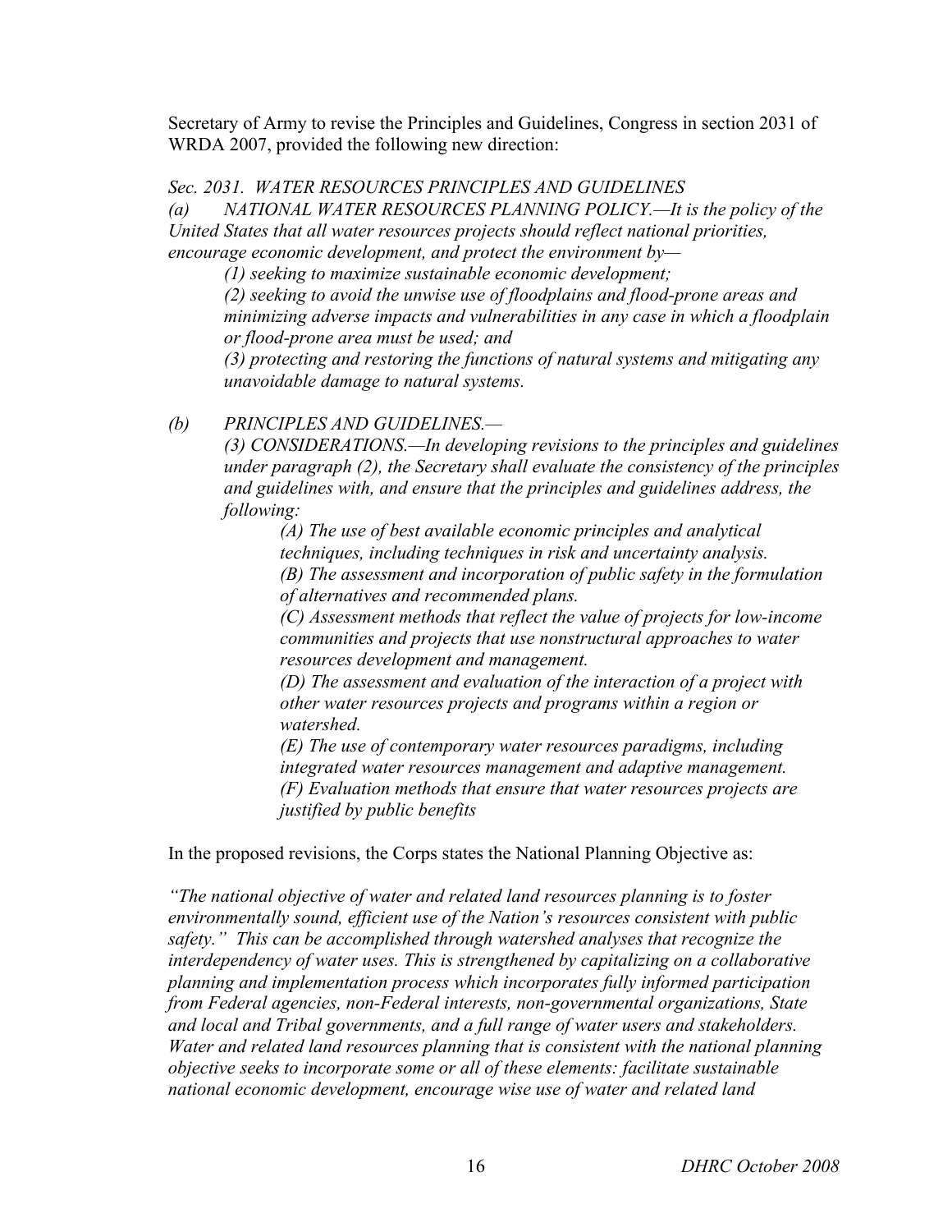Secretary of Army to revise the Principles and Guidelines, Congress in section 2031 of WRDA 2007, provided the following new direction:

*Sec. 2031. WATER RESOURCES PRINCIPLES AND GUIDELINES*

*(a) NATIONAL WATER RESOURCES PLANNING POLICY.—It is the policy of the United States that all water resources projects should reflect national priorities, encourage economic development, and protect the environment by—*

> *(1) seeking to maximize sustainable economic development;*
>
> *(2) seeking to avoid the unwise use of floodplains and flood-prone areas and minimizing adverse impacts and vulnerabilities in any case in which a floodplain or flood-prone area must be used; and*
>
> *(3) protecting and restoring the functions of natural systems and mitigating any unavoidable damage to natural systems.*

*(b) PRINCIPLES AND GUIDELINES.—*

> *(3) CONSIDERATIONS.—In developing revisions to the principles and guidelines under paragraph (2), the Secretary shall evaluate the consistency of the principles and guidelines with, and ensure that the principles and guidelines address, the following:*
>
> > *(A) The use of best available economic principles and analytical techniques, including techniques in risk and uncertainty analysis.*
> >
> > *(B) The assessment and incorporation of public safety in the formulation of alternatives and recommended plans.*
> >
> > *(C) Assessment methods that reflect the value of projects for low-income communities and projects that use nonstructural approaches to water resources development and management.*
> >
> > *(D) The assessment and evaluation of the interaction of a project with other water resources projects and programs within a region or watershed.*
> >
> > *(E) The use of contemporary water resources paradigms, including integrated water resources management and adaptive management.*
> >
> > *(F) Evaluation methods that ensure that water resources projects are justified by public benefits*

In the proposed revisions, the Corps states the National Planning Objective as:

*"The national objective of water and related land resources planning is to foster environmentally sound, efficient use of the Nation's resources consistent with public safety." This can be accomplished through watershed analyses that recognize the interdependency of water uses. This is strengthened by capitalizing on a collaborative planning and implementation process which incorporates fully informed participation from Federal agencies, non-Federal interests, non-governmental organizations, State and local and Tribal governments, and a full range of water users and stakeholders. Water and related land resources planning that is consistent with the national planning objective seeks to incorporate some or all of these elements: facilitate sustainable national economic development, encourage wise use of water and related land*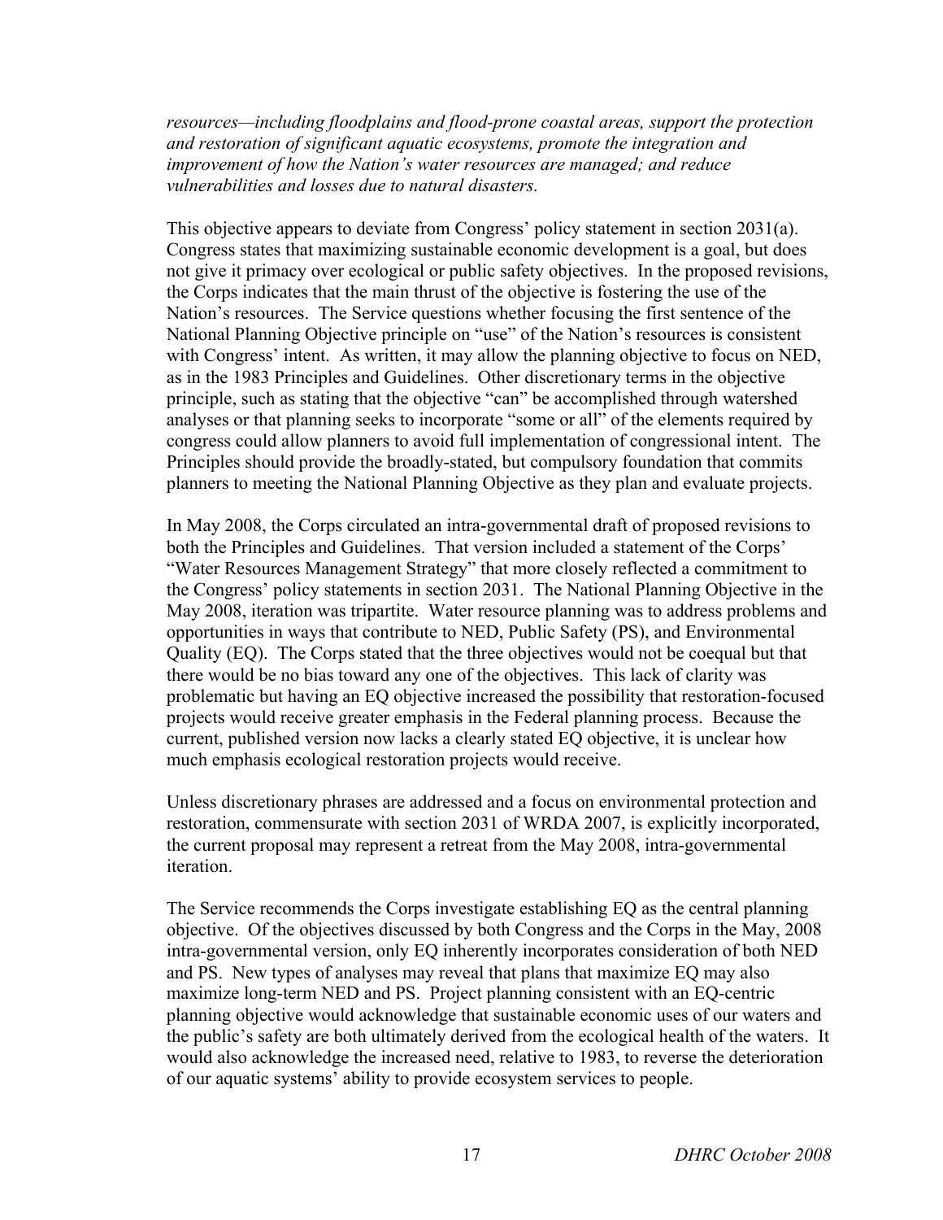*resources—including floodplains and flood-prone coastal areas, support the protection and restoration of significant aquatic ecosystems, promote the integration and improvement of how the Nation's water resources are managed; and reduce vulnerabilities and losses due to natural disasters.*

This objective appears to deviate from Congress' policy statement in section 2031(a). Congress states that maximizing sustainable economic development is a goal, but does not give it primacy over ecological or public safety objectives. In the proposed revisions, the Corps indicates that the main thrust of the objective is fostering the use of the Nation's resources. The Service questions whether focusing the first sentence of the National Planning Objective principle on "use" of the Nation's resources is consistent with Congress' intent. As written, it may allow the planning objective to focus on NED, as in the 1983 Principles and Guidelines. Other discretionary terms in the objective principle, such as stating that the objective "can" be accomplished through watershed analyses or that planning seeks to incorporate "some or all" of the elements required by congress could allow planners to avoid full implementation of congressional intent. The Principles should provide the broadly-stated, but compulsory foundation that commits planners to meeting the National Planning Objective as they plan and evaluate projects.

In May 2008, the Corps circulated an intra-governmental draft of proposed revisions to both the Principles and Guidelines. That version included a statement of the Corps' "Water Resources Management Strategy" that more closely reflected a commitment to the Congress' policy statements in section 2031. The National Planning Objective in the May 2008, iteration was tripartite. Water resource planning was to address problems and opportunities in ways that contribute to NED, Public Safety (PS), and Environmental Quality (EQ). The Corps stated that the three objectives would not be coequal but that there would be no bias toward any one of the objectives. This lack of clarity was problematic but having an EQ objective increased the possibility that restoration-focused projects would receive greater emphasis in the Federal planning process. Because the current, published version now lacks a clearly stated EQ objective, it is unclear how much emphasis ecological restoration projects would receive.

Unless discretionary phrases are addressed and a focus on environmental protection and restoration, commensurate with section 2031 of WRDA 2007, is explicitly incorporated, the current proposal may represent a retreat from the May 2008, intra-governmental iteration.

The Service recommends the Corps investigate establishing EQ as the central planning objective. Of the objectives discussed by both Congress and the Corps in the May, 2008 intra-governmental version, only EQ inherently incorporates consideration of both NED and PS. New types of analyses may reveal that plans that maximize EQ may also maximize long-term NED and PS. Project planning consistent with an EQ-centric planning objective would acknowledge that sustainable economic uses of our waters and the public's safety are both ultimately derived from the ecological health of the waters. It would also acknowledge the increased need, relative to 1983, to reverse the deterioration of our aquatic systems' ability to provide ecosystem services to people.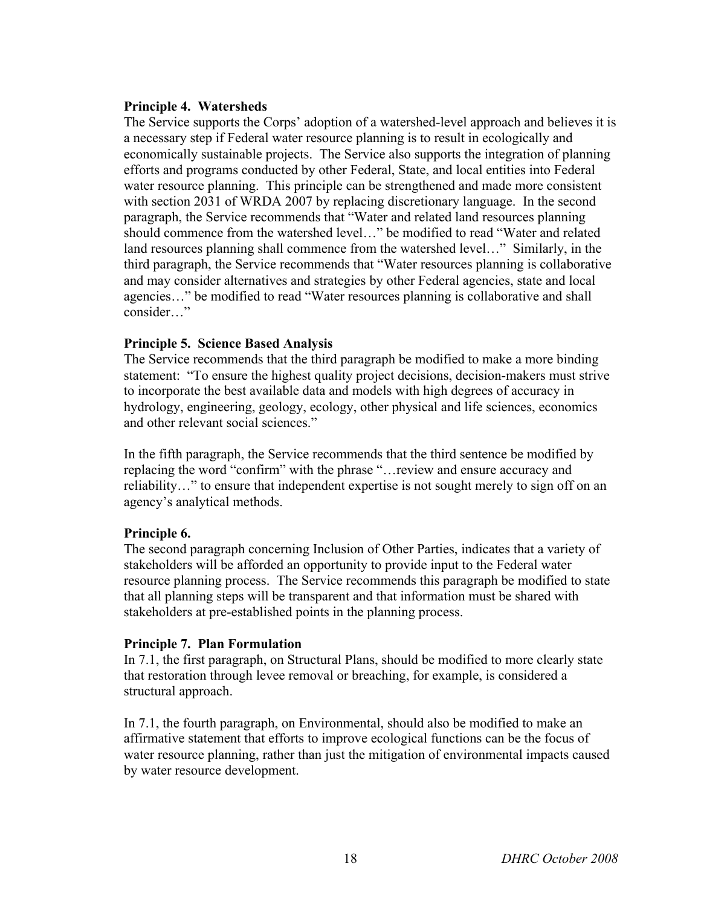**Principle 4. Watersheds**

The Service supports the Corps' adoption of a watershed-level approach and believes it is a necessary step if Federal water resource planning is to result in ecologically and economically sustainable projects. The Service also supports the integration of planning efforts and programs conducted by other Federal, State, and local entities into Federal water resource planning. This principle can be strengthened and made more consistent with section 2031 of WRDA 2007 by replacing discretionary language. In the second paragraph, the Service recommends that "Water and related land resources planning should commence from the watershed level…" be modified to read "Water and related land resources planning shall commence from the watershed level…" Similarly, in the third paragraph, the Service recommends that "Water resources planning is collaborative and may consider alternatives and strategies by other Federal agencies, state and local agencies…" be modified to read "Water resources planning is collaborative and shall consider…"

**Principle 5. Science Based Analysis**

The Service recommends that the third paragraph be modified to make a more binding statement: "To ensure the highest quality project decisions, decision-makers must strive to incorporate the best available data and models with high degrees of accuracy in hydrology, engineering, geology, ecology, other physical and life sciences, economics and other relevant social sciences."

In the fifth paragraph, the Service recommends that the third sentence be modified by replacing the word "confirm" with the phrase "…review and ensure accuracy and reliability…" to ensure that independent expertise is not sought merely to sign off on an agency's analytical methods.

**Principle 6.**

The second paragraph concerning Inclusion of Other Parties, indicates that a variety of stakeholders will be afforded an opportunity to provide input to the Federal water resource planning process. The Service recommends this paragraph be modified to state that all planning steps will be transparent and that information must be shared with stakeholders at pre-established points in the planning process.

**Principle 7. Plan Formulation**

In 7.1, the first paragraph, on Structural Plans, should be modified to more clearly state that restoration through levee removal or breaching, for example, is considered a structural approach.

In 7.1, the fourth paragraph, on Environmental, should also be modified to make an affirmative statement that efforts to improve ecological functions can be the focus of water resource planning, rather than just the mitigation of environmental impacts caused by water resource development.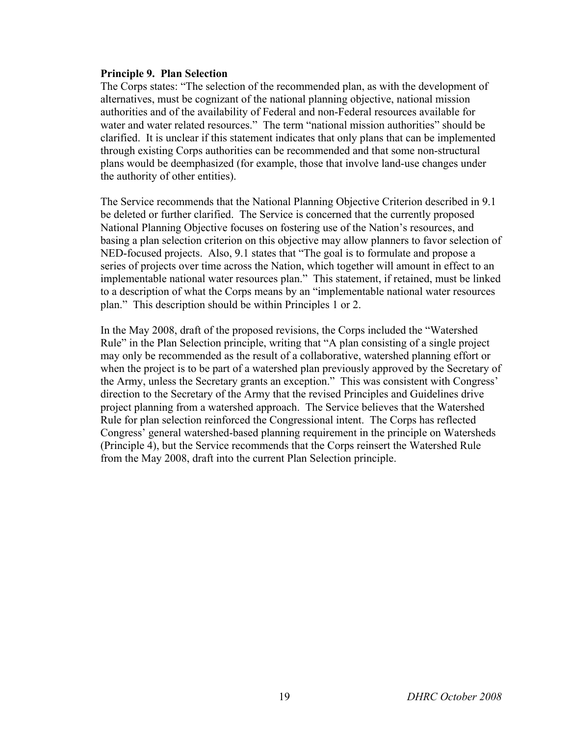**Principle 9. Plan Selection**

The Corps states: "The selection of the recommended plan, as with the development of alternatives, must be cognizant of the national planning objective, national mission authorities and of the availability of Federal and non-Federal resources available for water and water related resources." The term "national mission authorities" should be clarified. It is unclear if this statement indicates that only plans that can be implemented through existing Corps authorities can be recommended and that some non-structural plans would be deemphasized (for example, those that involve land-use changes under the authority of other entities).

The Service recommends that the National Planning Objective Criterion described in 9.1 be deleted or further clarified. The Service is concerned that the currently proposed National Planning Objective focuses on fostering use of the Nation's resources, and basing a plan selection criterion on this objective may allow planners to favor selection of NED-focused projects. Also, 9.1 states that "The goal is to formulate and propose a series of projects over time across the Nation, which together will amount in effect to an implementable national water resources plan." This statement, if retained, must be linked to a description of what the Corps means by an "implementable national water resources plan." This description should be within Principles 1 or 2.

In the May 2008, draft of the proposed revisions, the Corps included the "Watershed Rule" in the Plan Selection principle, writing that "A plan consisting of a single project may only be recommended as the result of a collaborative, watershed planning effort or when the project is to be part of a watershed plan previously approved by the Secretary of the Army, unless the Secretary grants an exception." This was consistent with Congress' direction to the Secretary of the Army that the revised Principles and Guidelines drive project planning from a watershed approach. The Service believes that the Watershed Rule for plan selection reinforced the Congressional intent. The Corps has reflected Congress' general watershed-based planning requirement in the principle on Watersheds (Principle 4), but the Service recommends that the Corps reinsert the Watershed Rule from the May 2008, draft into the current Plan Selection principle.